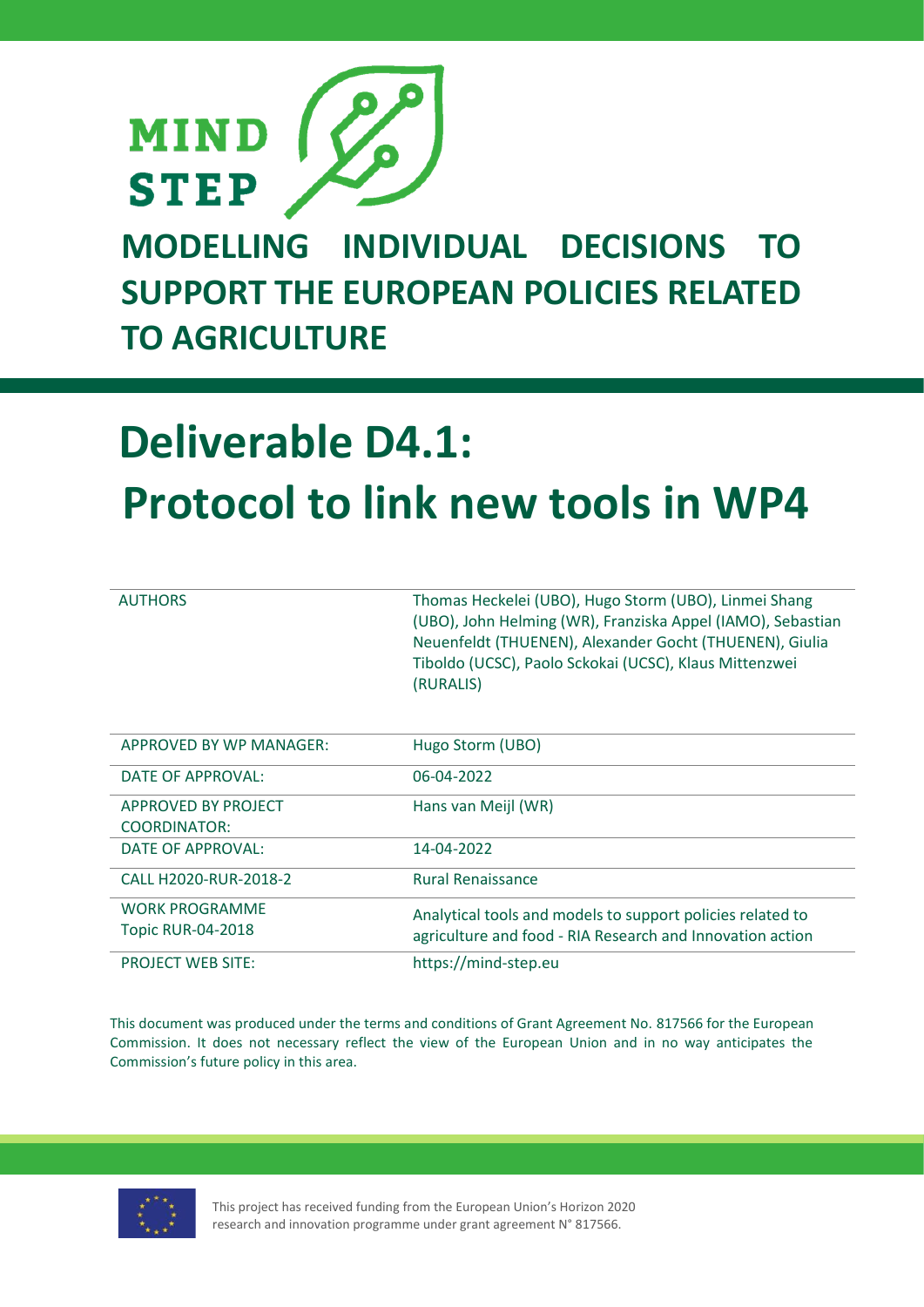MIND STEP

# MODELLING INDIVIDUAL DECISIONS TO SUPPORT THE EUROPEAN POLICIES RELATED TO AGRICULTURE

# Deliverable D4.1: Protocol to link new tools in WP4

| | |
|---|---|
| AUTHORS | Thomas Heckelei (UBO), Hugo Storm (UBO), Linmei Shang (UBO), John Helming (WR), Franziska Appel (IAMO), Sebastian Neuenfeldt (THUENEN), Alexander Gocht (THUENEN), Giulia Tiboldo (UCSC), Paolo Sckokai (UCSC), Klaus Mittenzwei (RURALIS) |
| APPROVED BY WP MANAGER: | Hugo Storm (UBO) |
| DATE OF APPROVAL: | 06-04-2022 |
| APPROVED BY PROJECT COORDINATOR: | Hans van Meijl (WR) |
| DATE OF APPROVAL: | 14-04-2022 |
| CALL H2020-RUR-2018-2 | Rural Renaissance |
| WORK PROGRAMME Topic RUR-04-2018 | Analytical tools and models to support policies related to agriculture and food - RIA Research and Innovation action |
| PROJECT WEB SITE: | https://mind-step.eu |

This document was produced under the terms and conditions of Grant Agreement No. 817566 for the European Commission. It does not necessary reflect the view of the European Union and in no way anticipates the Commission's future policy in this area.

This project has received funding from the European Union's Horizon 2020 research and innovation programme under grant agreement N° 817566.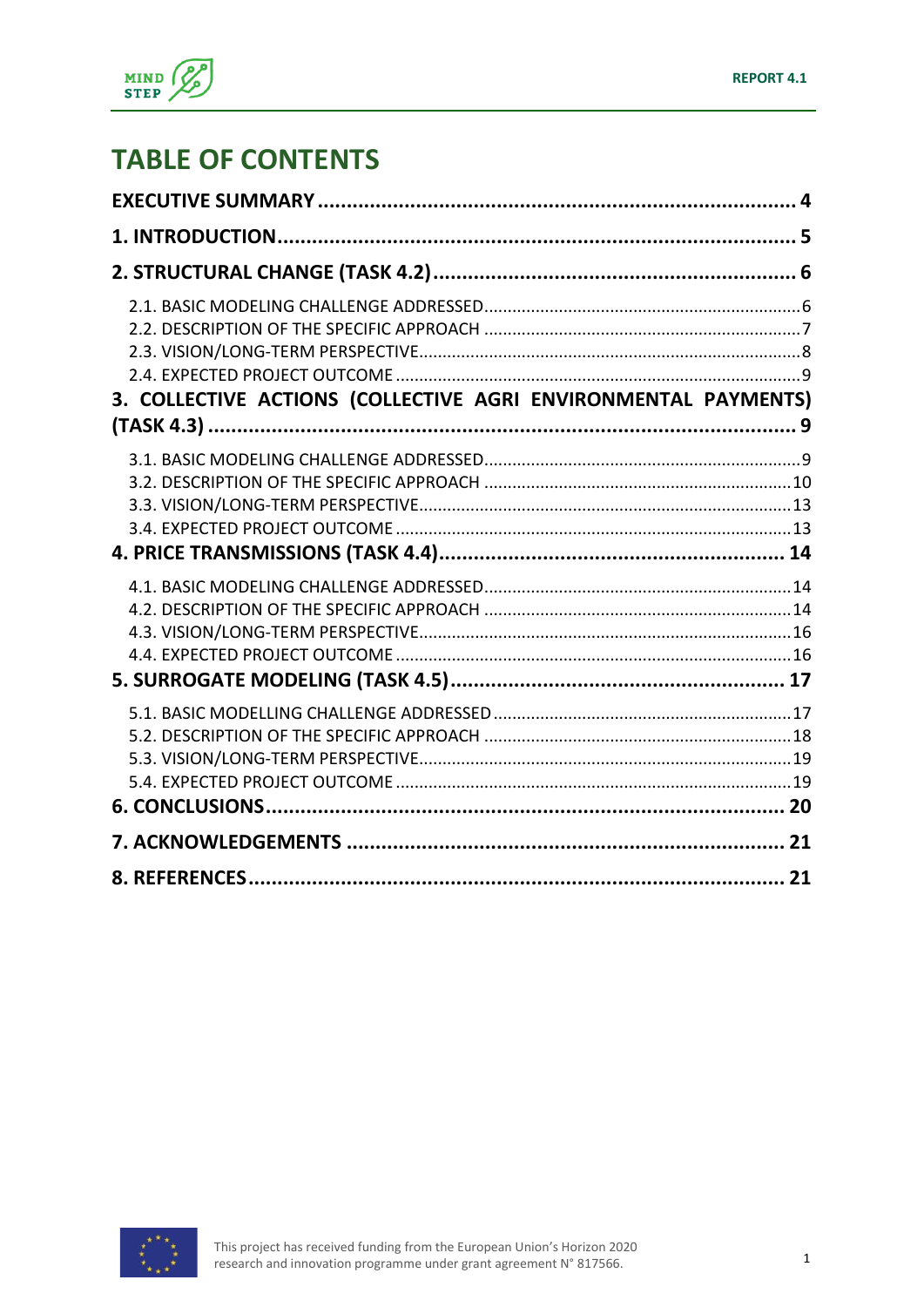# TABLE OF CONTENTS

**EXECUTIVE SUMMARY .................................................................... 4**

**1. INTRODUCTION .......................................................................... 5**

**2. STRUCTURAL CHANGE (TASK 4.2) .............................................. 6**

- 2.1. BASIC MODELING CHALLENGE ADDRESSED ........................................ 6
- 2.2. DESCRIPTION OF THE SPECIFIC APPROACH ........................................ 7
- 2.3. VISION/LONG-TERM PERSPECTIVE ..................................................... 8
- 2.4. EXPECTED PROJECT OUTCOME .......................................................... 9

**3. COLLECTIVE ACTIONS (COLLECTIVE AGRI ENVIRONMENTAL PAYMENTS) (TASK 4.3) .................................................................................. 9**

- 3.1. BASIC MODELING CHALLENGE ADDRESSED ........................................ 9
- 3.2. DESCRIPTION OF THE SPECIFIC APPROACH ........................................ 10
- 3.3. VISION/LONG-TERM PERSPECTIVE ..................................................... 13
- 3.4. EXPECTED PROJECT OUTCOME .......................................................... 13

**4. PRICE TRANSMISSIONS (TASK 4.4) ............................................ 14**

- 4.1. BASIC MODELING CHALLENGE ADDRESSED ........................................ 14
- 4.2. DESCRIPTION OF THE SPECIFIC APPROACH ........................................ 14
- 4.3. VISION/LONG-TERM PERSPECTIVE ..................................................... 16
- 4.4. EXPECTED PROJECT OUTCOME .......................................................... 16

**5. SURROGATE MODELING (TASK 4.5) ............................................ 17**

- 5.1. BASIC MODELLING CHALLENGE ADDRESSED ...................................... 17
- 5.2. DESCRIPTION OF THE SPECIFIC APPROACH ........................................ 18
- 5.3. VISION/LONG-TERM PERSPECTIVE ..................................................... 19
- 5.4. EXPECTED PROJECT OUTCOME .......................................................... 19

**6. CONCLUSIONS .......................................................................... 20**

**7. ACKNOWLEDGEMENTS ............................................................... 21**

**8. REFERENCES ............................................................................ 21**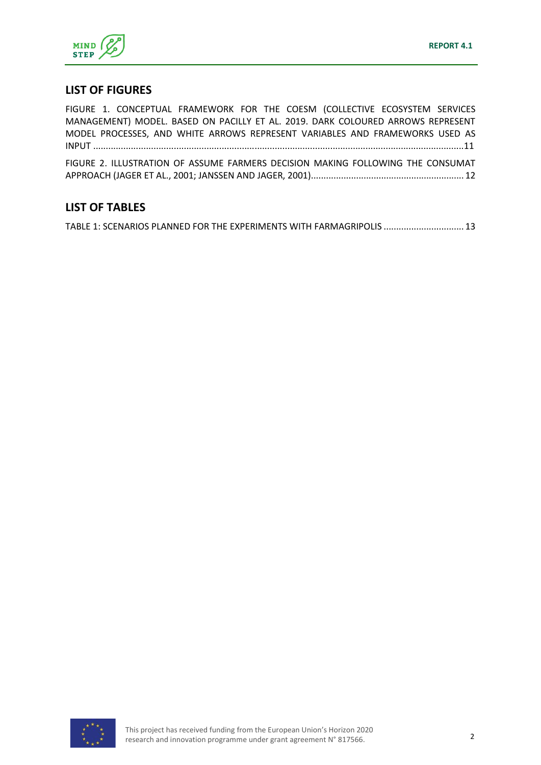## LIST OF FIGURES

FIGURE 1. CONCEPTUAL FRAMEWORK FOR THE COESM (COLLECTIVE ECOSYSTEM SERVICES MANAGEMENT) MODEL. BASED ON PACILLY ET AL. 2019. DARK COLOURED ARROWS REPRESENT MODEL PROCESSES, AND WHITE ARROWS REPRESENT VARIABLES AND FRAMEWORKS USED AS INPUT ....................................................................................................................................11

FIGURE 2. ILLUSTRATION OF ASSUME FARMERS DECISION MAKING FOLLOWING THE CONSUMAT APPROACH (JAGER ET AL., 2001; JANSSEN AND JAGER, 2001)............................................................ 12

## LIST OF TABLES

TABLE 1: SCENARIOS PLANNED FOR THE EXPERIMENTS WITH FARMAGRIPOLIS ................................ 13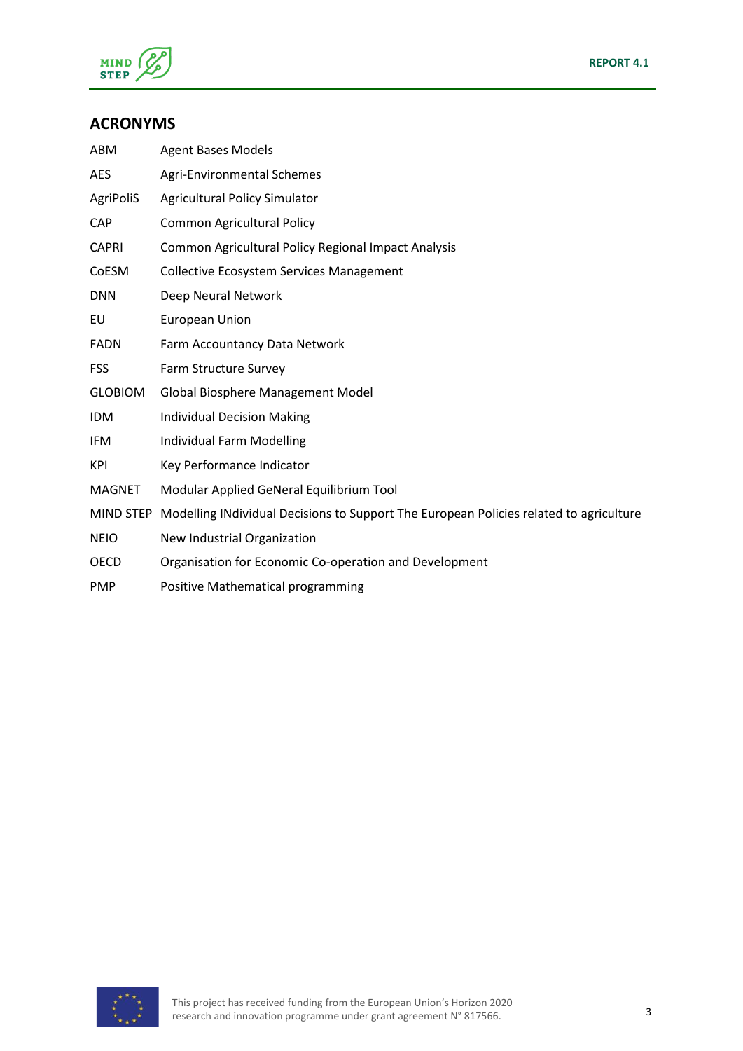## ACRONYMS

| | |
|---|---|
| ABM | Agent Bases Models |
| AES | Agri-Environmental Schemes |
| AgriPoliS | Agricultural Policy Simulator |
| CAP | Common Agricultural Policy |
| CAPRI | Common Agricultural Policy Regional Impact Analysis |
| CoESM | Collective Ecosystem Services Management |
| DNN | Deep Neural Network |
| EU | European Union |
| FADN | Farm Accountancy Data Network |
| FSS | Farm Structure Survey |
| GLOBIOM | Global Biosphere Management Model |
| IDM | Individual Decision Making |
| IFM | Individual Farm Modelling |
| KPI | Key Performance Indicator |
| MAGNET | Modular Applied GeNeral Equilibrium Tool |
| MIND STEP | Modelling INdividual Decisions to Support The European Policies related to agriculture |
| NEIO | New Industrial Organization |
| OECD | Organisation for Economic Co-operation and Development |
| PMP | Positive Mathematical programming |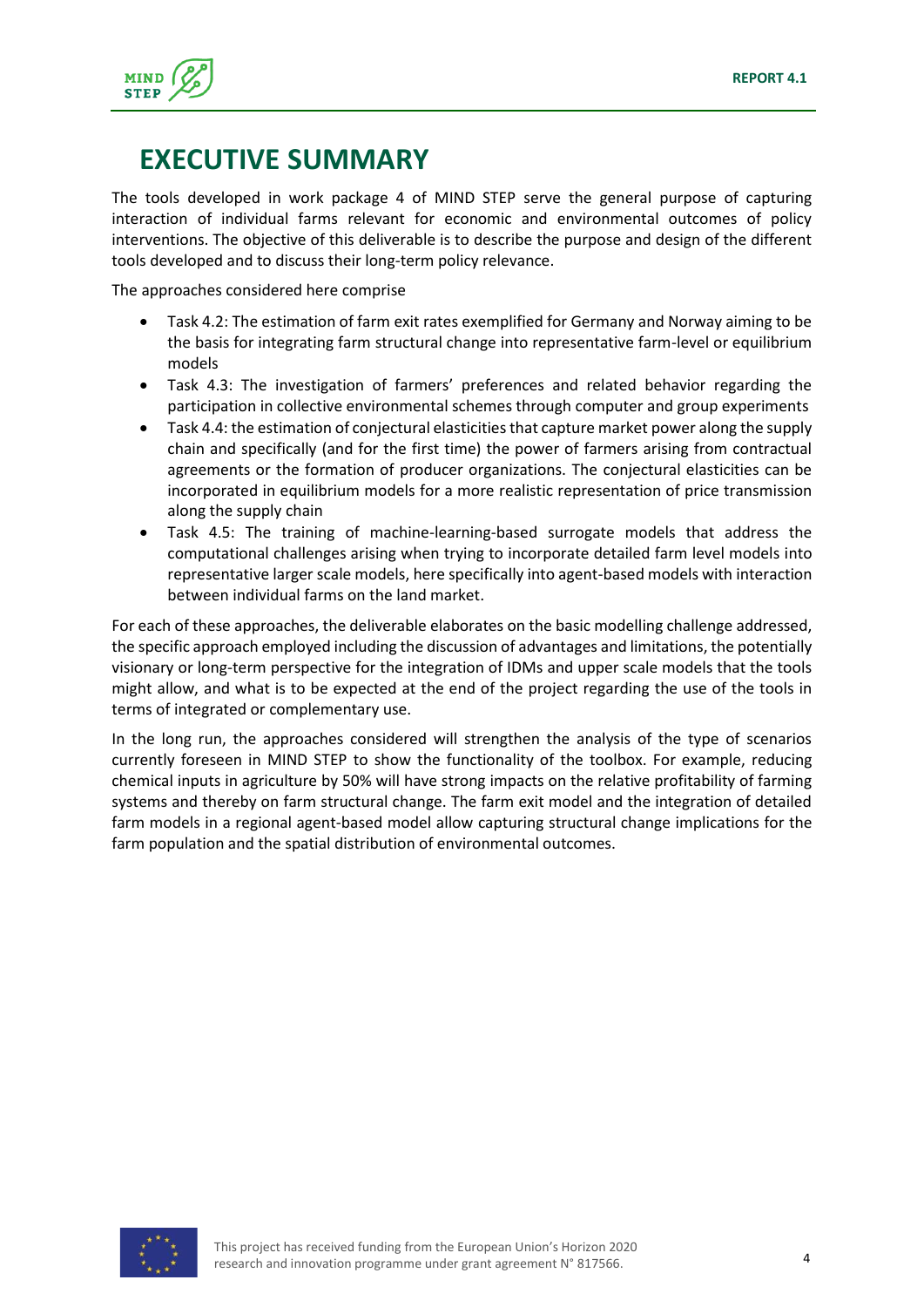# EXECUTIVE SUMMARY

The tools developed in work package 4 of MIND STEP serve the general purpose of capturing interaction of individual farms relevant for economic and environmental outcomes of policy interventions. The objective of this deliverable is to describe the purpose and design of the different tools developed and to discuss their long-term policy relevance.

The approaches considered here comprise

- Task 4.2: The estimation of farm exit rates exemplified for Germany and Norway aiming to be the basis for integrating farm structural change into representative farm-level or equilibrium models
- Task 4.3: The investigation of farmers' preferences and related behavior regarding the participation in collective environmental schemes through computer and group experiments
- Task 4.4: the estimation of conjectural elasticities that capture market power along the supply chain and specifically (and for the first time) the power of farmers arising from contractual agreements or the formation of producer organizations. The conjectural elasticities can be incorporated in equilibrium models for a more realistic representation of price transmission along the supply chain
- Task 4.5: The training of machine-learning-based surrogate models that address the computational challenges arising when trying to incorporate detailed farm level models into representative larger scale models, here specifically into agent-based models with interaction between individual farms on the land market.

For each of these approaches, the deliverable elaborates on the basic modelling challenge addressed, the specific approach employed including the discussion of advantages and limitations, the potentially visionary or long-term perspective for the integration of IDMs and upper scale models that the tools might allow, and what is to be expected at the end of the project regarding the use of the tools in terms of integrated or complementary use.

In the long run, the approaches considered will strengthen the analysis of the type of scenarios currently foreseen in MIND STEP to show the functionality of the toolbox. For example, reducing chemical inputs in agriculture by 50% will have strong impacts on the relative profitability of farming systems and thereby on farm structural change. The farm exit model and the integration of detailed farm models in a regional agent-based model allow capturing structural change implications for the farm population and the spatial distribution of environmental outcomes.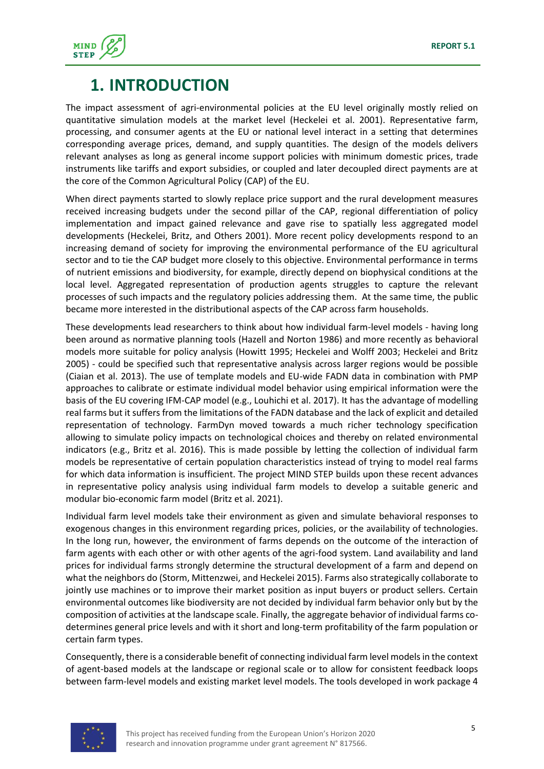# 1. INTRODUCTION

The impact assessment of agri-environmental policies at the EU level originally mostly relied on quantitative simulation models at the market level (Heckelei et al. 2001). Representative farm, processing, and consumer agents at the EU or national level interact in a setting that determines corresponding average prices, demand, and supply quantities. The design of the models delivers relevant analyses as long as general income support policies with minimum domestic prices, trade instruments like tariffs and export subsidies, or coupled and later decoupled direct payments are at the core of the Common Agricultural Policy (CAP) of the EU.

When direct payments started to slowly replace price support and the rural development measures received increasing budgets under the second pillar of the CAP, regional differentiation of policy implementation and impact gained relevance and gave rise to spatially less aggregated model developments (Heckelei, Britz, and Others 2001). More recent policy developments respond to an increasing demand of society for improving the environmental performance of the EU agricultural sector and to tie the CAP budget more closely to this objective. Environmental performance in terms of nutrient emissions and biodiversity, for example, directly depend on biophysical conditions at the local level. Aggregated representation of production agents struggles to capture the relevant processes of such impacts and the regulatory policies addressing them. At the same time, the public became more interested in the distributional aspects of the CAP across farm households.

These developments lead researchers to think about how individual farm-level models - having long been around as normative planning tools (Hazell and Norton 1986) and more recently as behavioral models more suitable for policy analysis (Howitt 1995; Heckelei and Wolff 2003; Heckelei and Britz 2005) - could be specified such that representative analysis across larger regions would be possible (Ciaian et al. 2013). The use of template models and EU-wide FADN data in combination with PMP approaches to calibrate or estimate individual model behavior using empirical information were the basis of the EU covering IFM-CAP model (e.g., Louhichi et al. 2017). It has the advantage of modelling real farms but it suffers from the limitations of the FADN database and the lack of explicit and detailed representation of technology. FarmDyn moved towards a much richer technology specification allowing to simulate policy impacts on technological choices and thereby on related environmental indicators (e.g., Britz et al. 2016). This is made possible by letting the collection of individual farm models be representative of certain population characteristics instead of trying to model real farms for which data information is insufficient. The project MIND STEP builds upon these recent advances in representative policy analysis using individual farm models to develop a suitable generic and modular bio-economic farm model (Britz et al. 2021).

Individual farm level models take their environment as given and simulate behavioral responses to exogenous changes in this environment regarding prices, policies, or the availability of technologies. In the long run, however, the environment of farms depends on the outcome of the interaction of farm agents with each other or with other agents of the agri-food system. Land availability and land prices for individual farms strongly determine the structural development of a farm and depend on what the neighbors do (Storm, Mittenzwei, and Heckelei 2015). Farms also strategically collaborate to jointly use machines or to improve their market position as input buyers or product sellers. Certain environmental outcomes like biodiversity are not decided by individual farm behavior only but by the composition of activities at the landscape scale. Finally, the aggregate behavior of individual farms co-determines general price levels and with it short and long-term profitability of the farm population or certain farm types.

Consequently, there is a considerable benefit of connecting individual farm level models in the context of agent-based models at the landscape or regional scale or to allow for consistent feedback loops between farm-level models and existing market level models. The tools developed in work package 4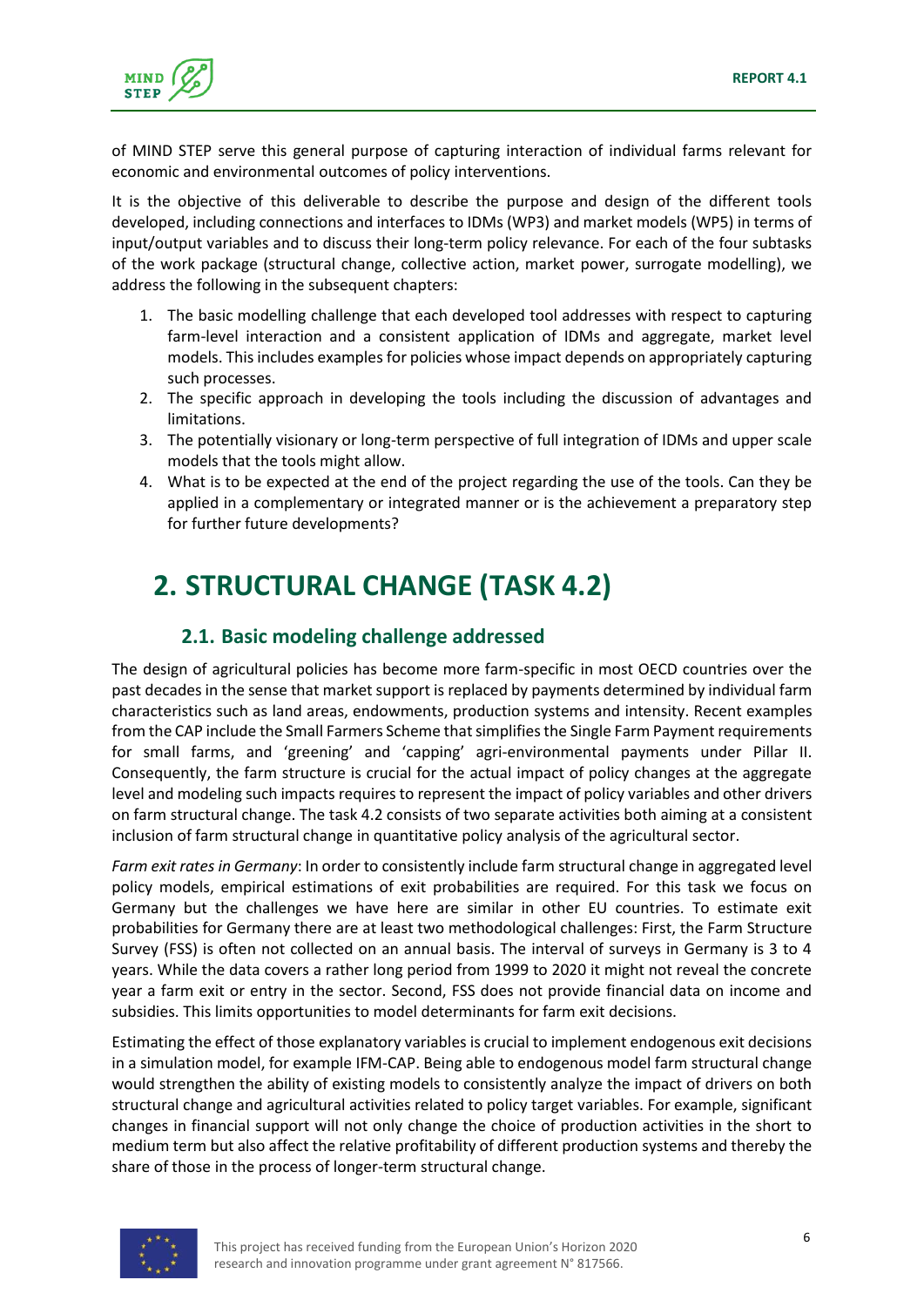of MIND STEP serve this general purpose of capturing interaction of individual farms relevant for economic and environmental outcomes of policy interventions.

It is the objective of this deliverable to describe the purpose and design of the different tools developed, including connections and interfaces to IDMs (WP3) and market models (WP5) in terms of input/output variables and to discuss their long-term policy relevance. For each of the four subtasks of the work package (structural change, collective action, market power, surrogate modelling), we address the following in the subsequent chapters:

1. The basic modelling challenge that each developed tool addresses with respect to capturing farm-level interaction and a consistent application of IDMs and aggregate, market level models. This includes examples for policies whose impact depends on appropriately capturing such processes.
2. The specific approach in developing the tools including the discussion of advantages and limitations.
3. The potentially visionary or long-term perspective of full integration of IDMs and upper scale models that the tools might allow.
4. What is to be expected at the end of the project regarding the use of the tools. Can they be applied in a complementary or integrated manner or is the achievement a preparatory step for further future developments?

# 2. STRUCTURAL CHANGE (TASK 4.2)

## 2.1. Basic modeling challenge addressed

The design of agricultural policies has become more farm-specific in most OECD countries over the past decades in the sense that market support is replaced by payments determined by individual farm characteristics such as land areas, endowments, production systems and intensity. Recent examples from the CAP include the Small Farmers Scheme that simplifies the Single Farm Payment requirements for small farms, and 'greening' and 'capping' agri-environmental payments under Pillar II. Consequently, the farm structure is crucial for the actual impact of policy changes at the aggregate level and modeling such impacts requires to represent the impact of policy variables and other drivers on farm structural change. The task 4.2 consists of two separate activities both aiming at a consistent inclusion of farm structural change in quantitative policy analysis of the agricultural sector.

*Farm exit rates in Germany*: In order to consistently include farm structural change in aggregated level policy models, empirical estimations of exit probabilities are required. For this task we focus on Germany but the challenges we have here are similar in other EU countries. To estimate exit probabilities for Germany there are at least two methodological challenges: First, the Farm Structure Survey (FSS) is often not collected on an annual basis. The interval of surveys in Germany is 3 to 4 years. While the data covers a rather long period from 1999 to 2020 it might not reveal the concrete year a farm exit or entry in the sector. Second, FSS does not provide financial data on income and subsidies. This limits opportunities to model determinants for farm exit decisions.

Estimating the effect of those explanatory variables is crucial to implement endogenous exit decisions in a simulation model, for example IFM-CAP. Being able to endogenous model farm structural change would strengthen the ability of existing models to consistently analyze the impact of drivers on both structural change and agricultural activities related to policy target variables. For example, significant changes in financial support will not only change the choice of production activities in the short to medium term but also affect the relative profitability of different production systems and thereby the share of those in the process of longer-term structural change.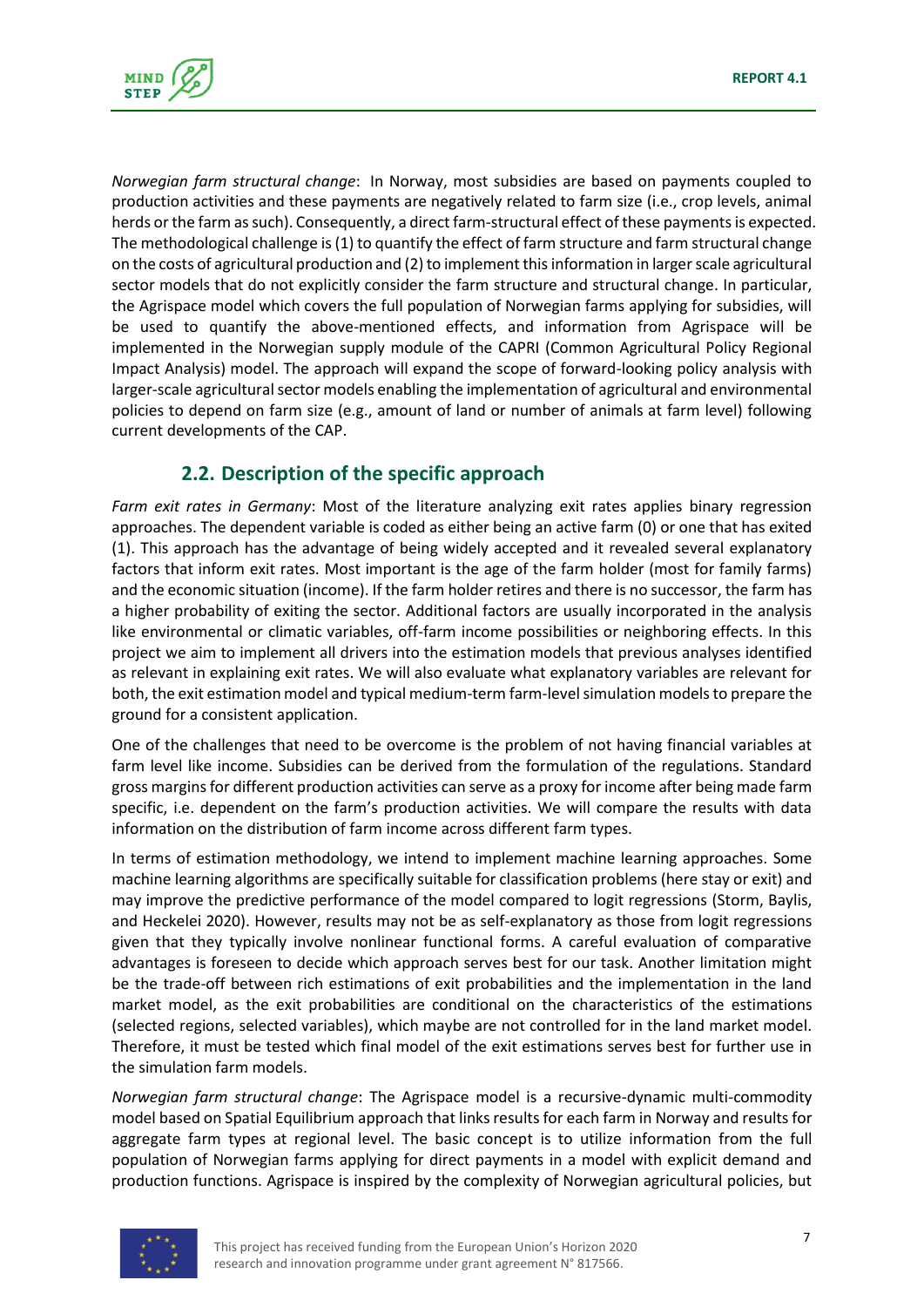*Norwegian farm structural change*: In Norway, most subsidies are based on payments coupled to production activities and these payments are negatively related to farm size (i.e., crop levels, animal herds or the farm as such). Consequently, a direct farm-structural effect of these payments is expected. The methodological challenge is (1) to quantify the effect of farm structure and farm structural change on the costs of agricultural production and (2) to implement this information in larger scale agricultural sector models that do not explicitly consider the farm structure and structural change. In particular, the Agrispace model which covers the full population of Norwegian farms applying for subsidies, will be used to quantify the above-mentioned effects, and information from Agrispace will be implemented in the Norwegian supply module of the CAPRI (Common Agricultural Policy Regional Impact Analysis) model. The approach will expand the scope of forward-looking policy analysis with larger-scale agricultural sector models enabling the implementation of agricultural and environmental policies to depend on farm size (e.g., amount of land or number of animals at farm level) following current developments of the CAP.

## 2.2. Description of the specific approach

*Farm exit rates in Germany*: Most of the literature analyzing exit rates applies binary regression approaches. The dependent variable is coded as either being an active farm (0) or one that has exited (1). This approach has the advantage of being widely accepted and it revealed several explanatory factors that inform exit rates. Most important is the age of the farm holder (most for family farms) and the economic situation (income). If the farm holder retires and there is no successor, the farm has a higher probability of exiting the sector. Additional factors are usually incorporated in the analysis like environmental or climatic variables, off-farm income possibilities or neighboring effects. In this project we aim to implement all drivers into the estimation models that previous analyses identified as relevant in explaining exit rates. We will also evaluate what explanatory variables are relevant for both, the exit estimation model and typical medium-term farm-level simulation models to prepare the ground for a consistent application.

One of the challenges that need to be overcome is the problem of not having financial variables at farm level like income. Subsidies can be derived from the formulation of the regulations. Standard gross margins for different production activities can serve as a proxy for income after being made farm specific, i.e. dependent on the farm's production activities. We will compare the results with data information on the distribution of farm income across different farm types.

In terms of estimation methodology, we intend to implement machine learning approaches. Some machine learning algorithms are specifically suitable for classification problems (here stay or exit) and may improve the predictive performance of the model compared to logit regressions (Storm, Baylis, and Heckelei 2020). However, results may not be as self-explanatory as those from logit regressions given that they typically involve nonlinear functional forms. A careful evaluation of comparative advantages is foreseen to decide which approach serves best for our task. Another limitation might be the trade-off between rich estimations of exit probabilities and the implementation in the land market model, as the exit probabilities are conditional on the characteristics of the estimations (selected regions, selected variables), which maybe are not controlled for in the land market model. Therefore, it must be tested which final model of the exit estimations serves best for further use in the simulation farm models.

*Norwegian farm structural change*: The Agrispace model is a recursive-dynamic multi-commodity model based on Spatial Equilibrium approach that links results for each farm in Norway and results for aggregate farm types at regional level. The basic concept is to utilize information from the full population of Norwegian farms applying for direct payments in a model with explicit demand and production functions. Agrispace is inspired by the complexity of Norwegian agricultural policies, but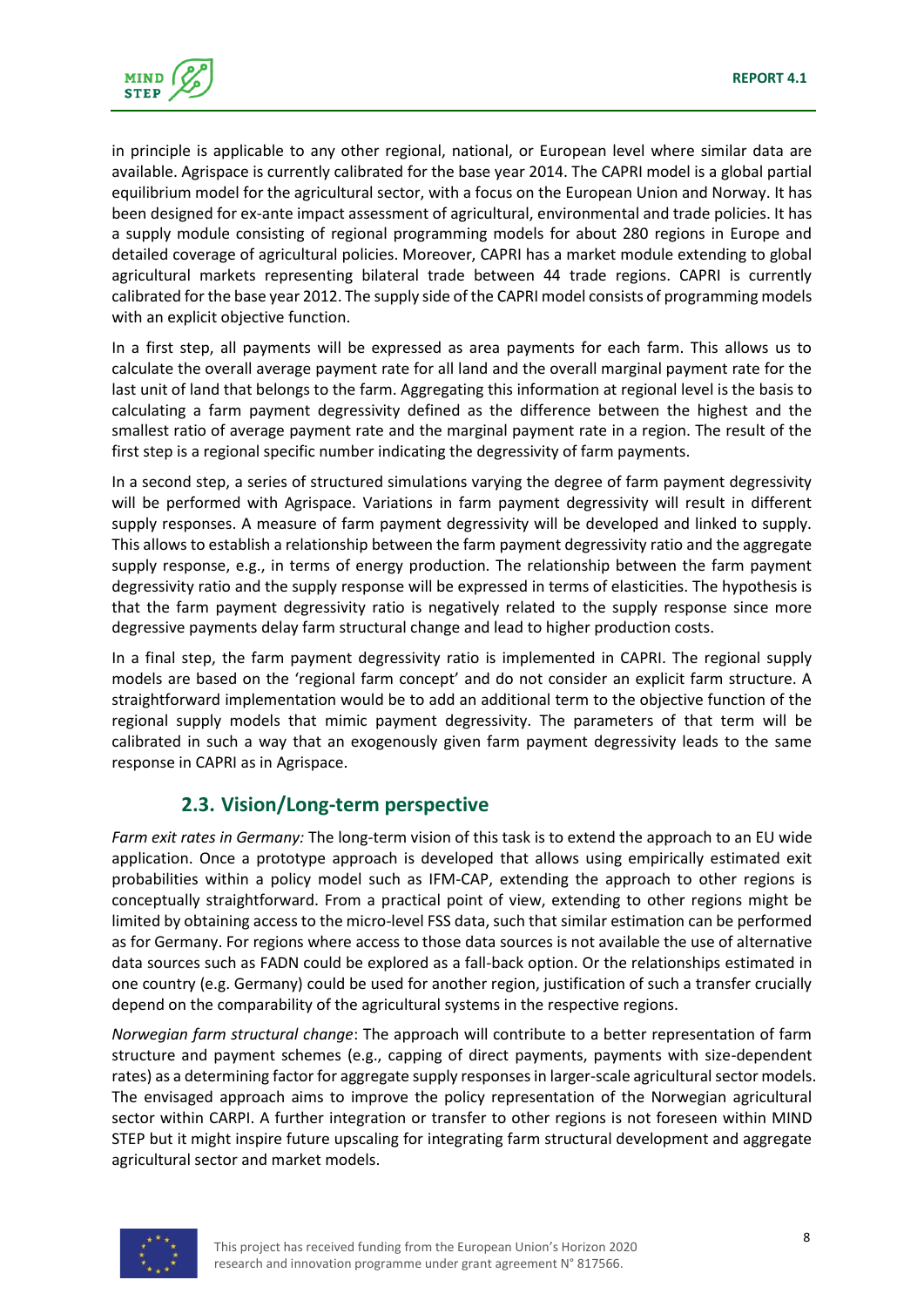in principle is applicable to any other regional, national, or European level where similar data are available. Agrispace is currently calibrated for the base year 2014. The CAPRI model is a global partial equilibrium model for the agricultural sector, with a focus on the European Union and Norway. It has been designed for ex-ante impact assessment of agricultural, environmental and trade policies. It has a supply module consisting of regional programming models for about 280 regions in Europe and detailed coverage of agricultural policies. Moreover, CAPRI has a market module extending to global agricultural markets representing bilateral trade between 44 trade regions. CAPRI is currently calibrated for the base year 2012. The supply side of the CAPRI model consists of programming models with an explicit objective function.

In a first step, all payments will be expressed as area payments for each farm. This allows us to calculate the overall average payment rate for all land and the overall marginal payment rate for the last unit of land that belongs to the farm. Aggregating this information at regional level is the basis to calculating a farm payment degressivity defined as the difference between the highest and the smallest ratio of average payment rate and the marginal payment rate in a region. The result of the first step is a regional specific number indicating the degressivity of farm payments.

In a second step, a series of structured simulations varying the degree of farm payment degressivity will be performed with Agrispace. Variations in farm payment degressivity will result in different supply responses. A measure of farm payment degressivity will be developed and linked to supply. This allows to establish a relationship between the farm payment degressivity ratio and the aggregate supply response, e.g., in terms of energy production. The relationship between the farm payment degressivity ratio and the supply response will be expressed in terms of elasticities. The hypothesis is that the farm payment degressivity ratio is negatively related to the supply response since more degressive payments delay farm structural change and lead to higher production costs.

In a final step, the farm payment degressivity ratio is implemented in CAPRI. The regional supply models are based on the 'regional farm concept' and do not consider an explicit farm structure. A straightforward implementation would be to add an additional term to the objective function of the regional supply models that mimic payment degressivity. The parameters of that term will be calibrated in such a way that an exogenously given farm payment degressivity leads to the same response in CAPRI as in Agrispace.

## 2.3. Vision/Long-term perspective

*Farm exit rates in Germany:* The long-term vision of this task is to extend the approach to an EU wide application. Once a prototype approach is developed that allows using empirically estimated exit probabilities within a policy model such as IFM-CAP, extending the approach to other regions is conceptually straightforward. From a practical point of view, extending to other regions might be limited by obtaining access to the micro-level FSS data, such that similar estimation can be performed as for Germany. For regions where access to those data sources is not available the use of alternative data sources such as FADN could be explored as a fall-back option. Or the relationships estimated in one country (e.g. Germany) could be used for another region, justification of such a transfer crucially depend on the comparability of the agricultural systems in the respective regions.

*Norwegian farm structural change*: The approach will contribute to a better representation of farm structure and payment schemes (e.g., capping of direct payments, payments with size-dependent rates) as a determining factor for aggregate supply responses in larger-scale agricultural sector models. The envisaged approach aims to improve the policy representation of the Norwegian agricultural sector within CARPI. A further integration or transfer to other regions is not foreseen within MIND STEP but it might inspire future upscaling for integrating farm structural development and aggregate agricultural sector and market models.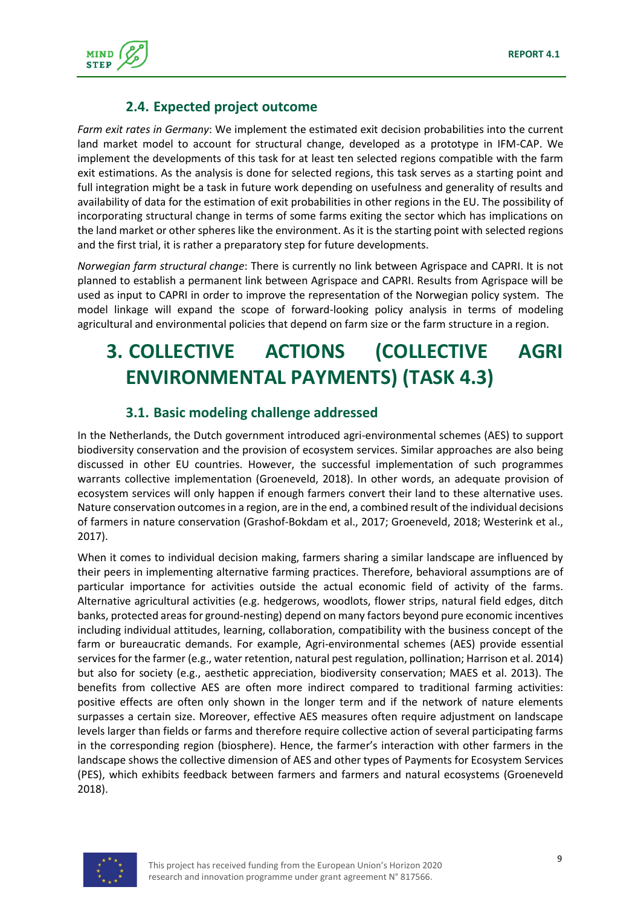### 2.4. Expected project outcome

*Farm exit rates in Germany*: We implement the estimated exit decision probabilities into the current land market model to account for structural change, developed as a prototype in IFM-CAP. We implement the developments of this task for at least ten selected regions compatible with the farm exit estimations. As the analysis is done for selected regions, this task serves as a starting point and full integration might be a task in future work depending on usefulness and generality of results and availability of data for the estimation of exit probabilities in other regions in the EU. The possibility of incorporating structural change in terms of some farms exiting the sector which has implications on the land market or other spheres like the environment. As it is the starting point with selected regions and the first trial, it is rather a preparatory step for future developments.

*Norwegian farm structural change*: There is currently no link between Agrispace and CAPRI. It is not planned to establish a permanent link between Agrispace and CAPRI. Results from Agrispace will be used as input to CAPRI in order to improve the representation of the Norwegian policy system. The model linkage will expand the scope of forward-looking policy analysis in terms of modeling agricultural and environmental policies that depend on farm size or the farm structure in a region.

# 3. COLLECTIVE ACTIONS (COLLECTIVE AGRI ENVIRONMENTAL PAYMENTS) (TASK 4.3)

### 3.1. Basic modeling challenge addressed

In the Netherlands, the Dutch government introduced agri-environmental schemes (AES) to support biodiversity conservation and the provision of ecosystem services. Similar approaches are also being discussed in other EU countries. However, the successful implementation of such programmes warrants collective implementation (Groeneveld, 2018). In other words, an adequate provision of ecosystem services will only happen if enough farmers convert their land to these alternative uses. Nature conservation outcomes in a region, are in the end, a combined result of the individual decisions of farmers in nature conservation (Grashof-Bokdam et al., 2017; Groeneveld, 2018; Westerink et al., 2017).

When it comes to individual decision making, farmers sharing a similar landscape are influenced by their peers in implementing alternative farming practices. Therefore, behavioral assumptions are of particular importance for activities outside the actual economic field of activity of the farms. Alternative agricultural activities (e.g. hedgerows, woodlots, flower strips, natural field edges, ditch banks, protected areas for ground-nesting) depend on many factors beyond pure economic incentives including individual attitudes, learning, collaboration, compatibility with the business concept of the farm or bureaucratic demands. For example, Agri-environmental schemes (AES) provide essential services for the farmer (e.g., water retention, natural pest regulation, pollination; Harrison et al. 2014) but also for society (e.g., aesthetic appreciation, biodiversity conservation; MAES et al. 2013). The benefits from collective AES are often more indirect compared to traditional farming activities: positive effects are often only shown in the longer term and if the network of nature elements surpasses a certain size. Moreover, effective AES measures often require adjustment on landscape levels larger than fields or farms and therefore require collective action of several participating farms in the corresponding region (biosphere). Hence, the farmer's interaction with other farmers in the landscape shows the collective dimension of AES and other types of Payments for Ecosystem Services (PES), which exhibits feedback between farmers and farmers and natural ecosystems (Groeneveld 2018).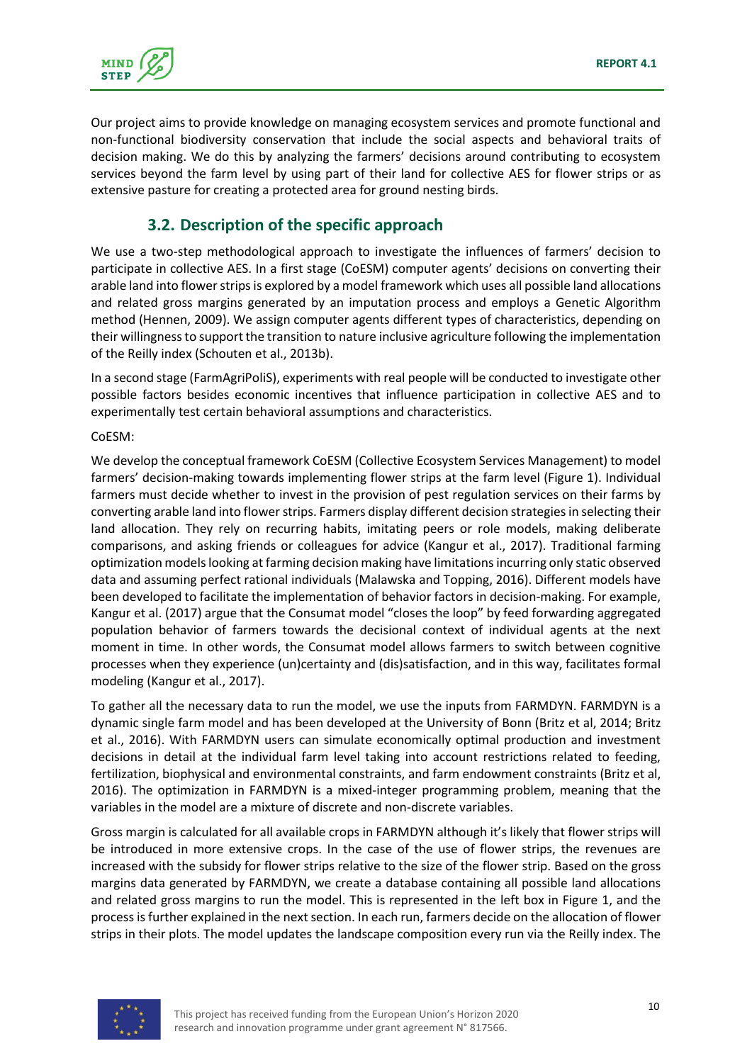Our project aims to provide knowledge on managing ecosystem services and promote functional and non-functional biodiversity conservation that include the social aspects and behavioral traits of decision making. We do this by analyzing the farmers' decisions around contributing to ecosystem services beyond the farm level by using part of their land for collective AES for flower strips or as extensive pasture for creating a protected area for ground nesting birds.

## 3.2. Description of the specific approach

We use a two-step methodological approach to investigate the influences of farmers' decision to participate in collective AES. In a first stage (CoESM) computer agents' decisions on converting their arable land into flower strips is explored by a model framework which uses all possible land allocations and related gross margins generated by an imputation process and employs a Genetic Algorithm method (Hennen, 2009). We assign computer agents different types of characteristics, depending on their willingness to support the transition to nature inclusive agriculture following the implementation of the Reilly index (Schouten et al., 2013b).

In a second stage (FarmAgriPoliS), experiments with real people will be conducted to investigate other possible factors besides economic incentives that influence participation in collective AES and to experimentally test certain behavioral assumptions and characteristics.

CoESM:

We develop the conceptual framework CoESM (Collective Ecosystem Services Management) to model farmers' decision-making towards implementing flower strips at the farm level (Figure 1). Individual farmers must decide whether to invest in the provision of pest regulation services on their farms by converting arable land into flower strips. Farmers display different decision strategies in selecting their land allocation. They rely on recurring habits, imitating peers or role models, making deliberate comparisons, and asking friends or colleagues for advice (Kangur et al., 2017). Traditional farming optimization models looking at farming decision making have limitations incurring only static observed data and assuming perfect rational individuals (Malawska and Topping, 2016). Different models have been developed to facilitate the implementation of behavior factors in decision-making. For example, Kangur et al. (2017) argue that the Consumat model "closes the loop" by feed forwarding aggregated population behavior of farmers towards the decisional context of individual agents at the next moment in time. In other words, the Consumat model allows farmers to switch between cognitive processes when they experience (un)certainty and (dis)satisfaction, and in this way, facilitates formal modeling (Kangur et al., 2017).

To gather all the necessary data to run the model, we use the inputs from FARMDYN. FARMDYN is a dynamic single farm model and has been developed at the University of Bonn (Britz et al, 2014; Britz et al., 2016). With FARMDYN users can simulate economically optimal production and investment decisions in detail at the individual farm level taking into account restrictions related to feeding, fertilization, biophysical and environmental constraints, and farm endowment constraints (Britz et al, 2016). The optimization in FARMDYN is a mixed-integer programming problem, meaning that the variables in the model are a mixture of discrete and non-discrete variables.

Gross margin is calculated for all available crops in FARMDYN although it's likely that flower strips will be introduced in more extensive crops. In the case of the use of flower strips, the revenues are increased with the subsidy for flower strips relative to the size of the flower strip. Based on the gross margins data generated by FARMDYN, we create a database containing all possible land allocations and related gross margins to run the model. This is represented in the left box in Figure 1, and the process is further explained in the next section. In each run, farmers decide on the allocation of flower strips in their plots. The model updates the landscape composition every run via the Reilly index. The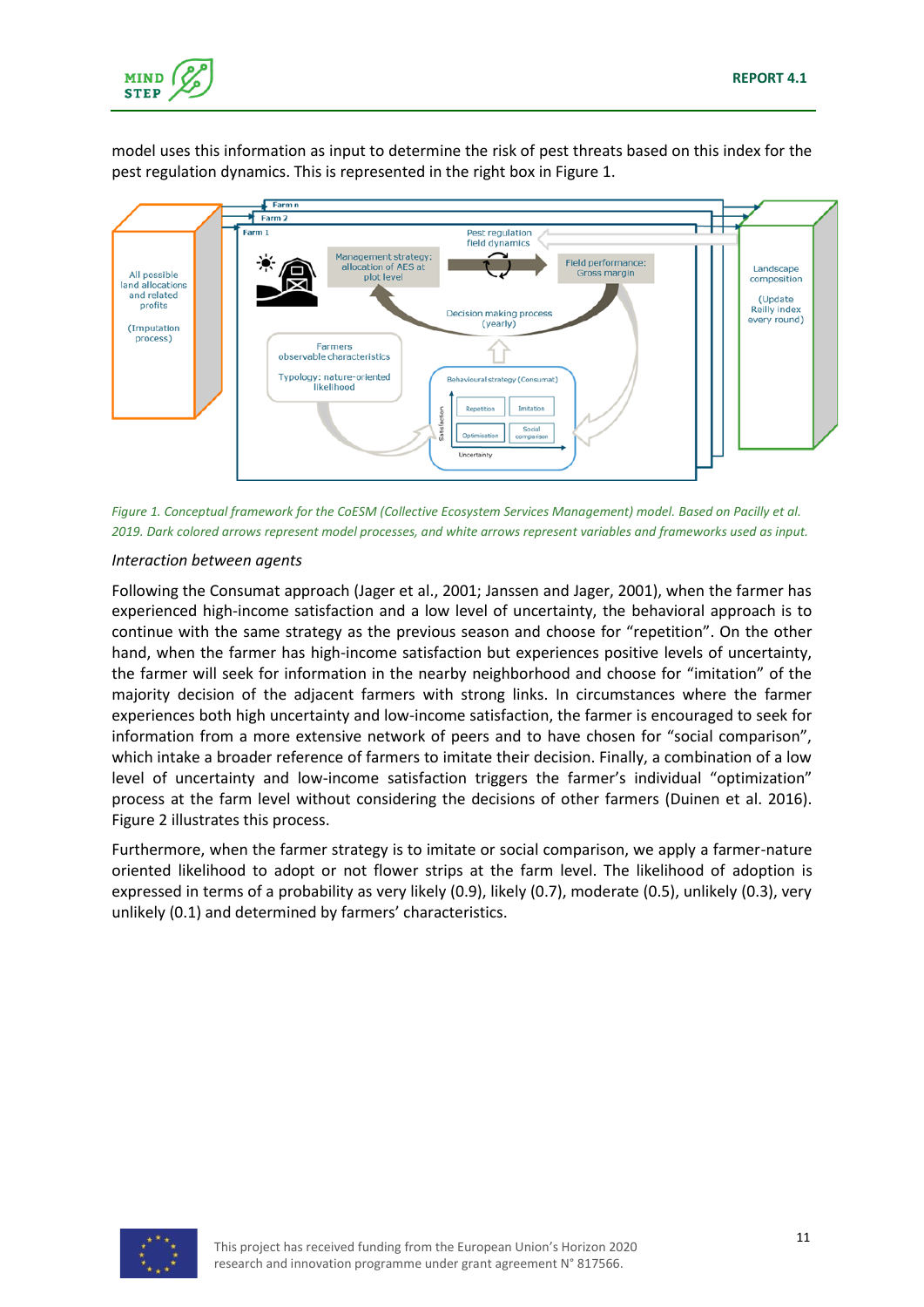model uses this information as input to determine the risk of pest threats based on this index for the pest regulation dynamics. This is represented in the right box in Figure 1.

*Figure 1. Conceptual framework for the CoESM (Collective Ecosystem Services Management) model. Based on Pacilly et al. 2019. Dark colored arrows represent model processes, and white arrows represent variables and frameworks used as input.*

*Interaction between agents*

Following the Consumat approach (Jager et al., 2001; Janssen and Jager, 2001), when the farmer has experienced high-income satisfaction and a low level of uncertainty, the behavioral approach is to continue with the same strategy as the previous season and choose for "repetition". On the other hand, when the farmer has high-income satisfaction but experiences positive levels of uncertainty, the farmer will seek for information in the nearby neighborhood and choose for "imitation" of the majority decision of the adjacent farmers with strong links. In circumstances where the farmer experiences both high uncertainty and low-income satisfaction, the farmer is encouraged to seek for information from a more extensive network of peers and to have chosen for "social comparison", which intake a broader reference of farmers to imitate their decision. Finally, a combination of a low level of uncertainty and low-income satisfaction triggers the farmer's individual "optimization" process at the farm level without considering the decisions of other farmers (Duinen et al. 2016). Figure 2 illustrates this process.

Furthermore, when the farmer strategy is to imitate or social comparison, we apply a farmer-nature oriented likelihood to adopt or not flower strips at the farm level. The likelihood of adoption is expressed in terms of a probability as very likely (0.9), likely (0.7), moderate (0.5), unlikely (0.3), very unlikely (0.1) and determined by farmers' characteristics.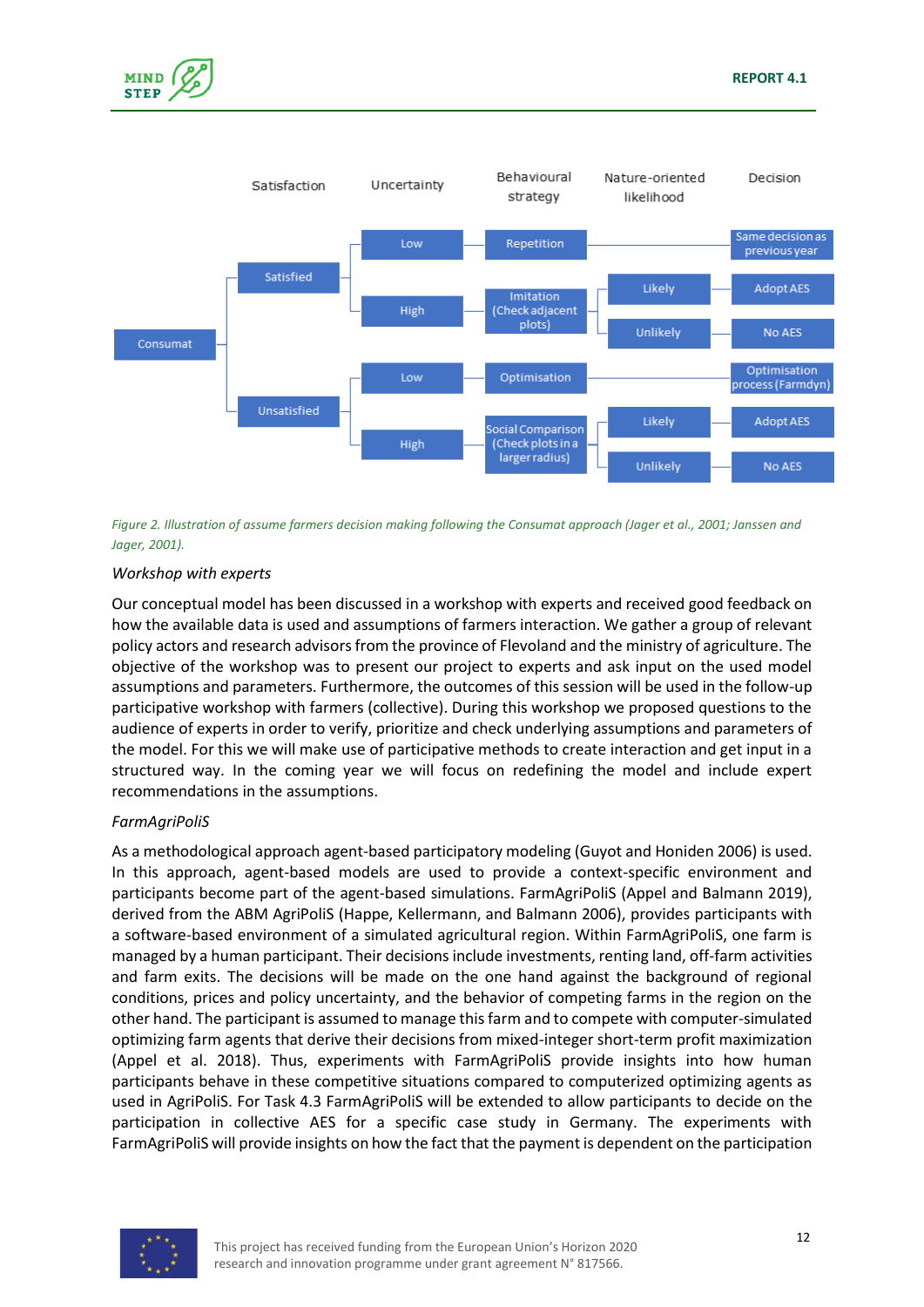| | Satisfaction | Uncertainty | Behavioural strategy | Nature-oriented likelihood | Decision |
|---|---|---|---|---|---|
| Consumat | Satisfied | Low | Repetition | | Same decision as previous year |
| | | High | Imitation (Check adjacent plots) | Likely | Adopt AES |
| | | | | Unlikely | No AES |
| | Unsatisfied | Low | Optimisation | | Optimisation process (Farmdyn) |
| | | High | Social Comparison (Check plots in a larger radius) | Likely | Adopt AES |
| | | | | Unlikely | No AES |

*Figure 2. Illustration of assume farmers decision making following the Consumat approach (Jager et al., 2001; Janssen and Jager, 2001).*

*Workshop with experts*

Our conceptual model has been discussed in a workshop with experts and received good feedback on how the available data is used and assumptions of farmers interaction. We gather a group of relevant policy actors and research advisors from the province of Flevoland and the ministry of agriculture. The objective of the workshop was to present our project to experts and ask input on the used model assumptions and parameters. Furthermore, the outcomes of this session will be used in the follow-up participative workshop with farmers (collective). During this workshop we proposed questions to the audience of experts in order to verify, prioritize and check underlying assumptions and parameters of the model. For this we will make use of participative methods to create interaction and get input in a structured way. In the coming year we will focus on redefining the model and include expert recommendations in the assumptions.

*FarmAgriPoliS*

As a methodological approach agent-based participatory modeling (Guyot and Honiden 2006) is used. In this approach, agent-based models are used to provide a context-specific environment and participants become part of the agent-based simulations. FarmAgriPoliS (Appel and Balmann 2019), derived from the ABM AgriPoliS (Happe, Kellermann, and Balmann 2006), provides participants with a software-based environment of a simulated agricultural region. Within FarmAgriPoliS, one farm is managed by a human participant. Their decisions include investments, renting land, off-farm activities and farm exits. The decisions will be made on the one hand against the background of regional conditions, prices and policy uncertainty, and the behavior of competing farms in the region on the other hand. The participant is assumed to manage this farm and to compete with computer-simulated optimizing farm agents that derive their decisions from mixed-integer short-term profit maximization (Appel et al. 2018). Thus, experiments with FarmAgriPoliS provide insights into how human participants behave in these competitive situations compared to computerized optimizing agents as used in AgriPoliS. For Task 4.3 FarmAgriPoliS will be extended to allow participants to decide on the participation in collective AES for a specific case study in Germany. The experiments with FarmAgriPoliS will provide insights on how the fact that the payment is dependent on the participation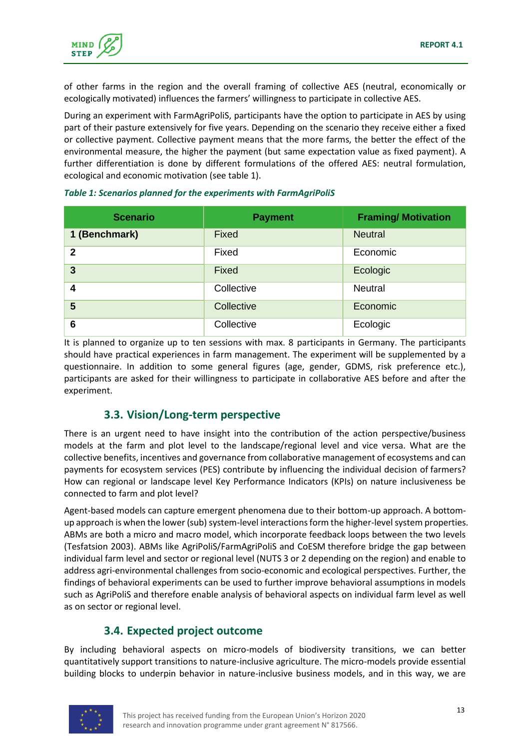of other farms in the region and the overall framing of collective AES (neutral, economically or ecologically motivated) influences the farmers' willingness to participate in collective AES.

During an experiment with FarmAgriPoliS, participants have the option to participate in AES by using part of their pasture extensively for five years. Depending on the scenario they receive either a fixed or collective payment. Collective payment means that the more farms, the better the effect of the environmental measure, the higher the payment (but same expectation value as fixed payment). A further differentiation is done by different formulations of the offered AES: neutral formulation, ecological and economic motivation (see table 1).

*Table 1: Scenarios planned for the experiments with FarmAgriPoliS*

| Scenario | Payment | Framing/ Motivation |
|---|---|---|
| **1 (Benchmark)** | Fixed | Neutral |
| **2** | Fixed | Economic |
| **3** | Fixed | Ecologic |
| **4** | Collective | Neutral |
| **5** | Collective | Economic |
| **6** | Collective | Ecologic |

It is planned to organize up to ten sessions with max. 8 participants in Germany. The participants should have practical experiences in farm management. The experiment will be supplemented by a questionnaire. In addition to some general figures (age, gender, GDMS, risk preference etc.), participants are asked for their willingness to participate in collaborative AES before and after the experiment.

### 3.3. Vision/Long-term perspective

There is an urgent need to have insight into the contribution of the action perspective/business models at the farm and plot level to the landscape/regional level and vice versa. What are the collective benefits, incentives and governance from collaborative management of ecosystems and can payments for ecosystem services (PES) contribute by influencing the individual decision of farmers? How can regional or landscape level Key Performance Indicators (KPIs) on nature inclusiveness be connected to farm and plot level?

Agent-based models can capture emergent phenomena due to their bottom-up approach. A bottom-up approach is when the lower (sub) system-level interactions form the higher-level system properties. ABMs are both a micro and macro model, which incorporate feedback loops between the two levels (Tesfatsion 2003). ABMs like AgriPoliS/FarmAgriPoliS and CoESM therefore bridge the gap between individual farm level and sector or regional level (NUTS 3 or 2 depending on the region) and enable to address agri-environmental challenges from socio-economic and ecological perspectives. Further, the findings of behavioral experiments can be used to further improve behavioral assumptions in models such as AgriPoliS and therefore enable analysis of behavioral aspects on individual farm level as well as on sector or regional level.

### 3.4. Expected project outcome

By including behavioral aspects on micro-models of biodiversity transitions, we can better quantitatively support transitions to nature-inclusive agriculture. The micro-models provide essential building blocks to underpin behavior in nature-inclusive business models, and in this way, we are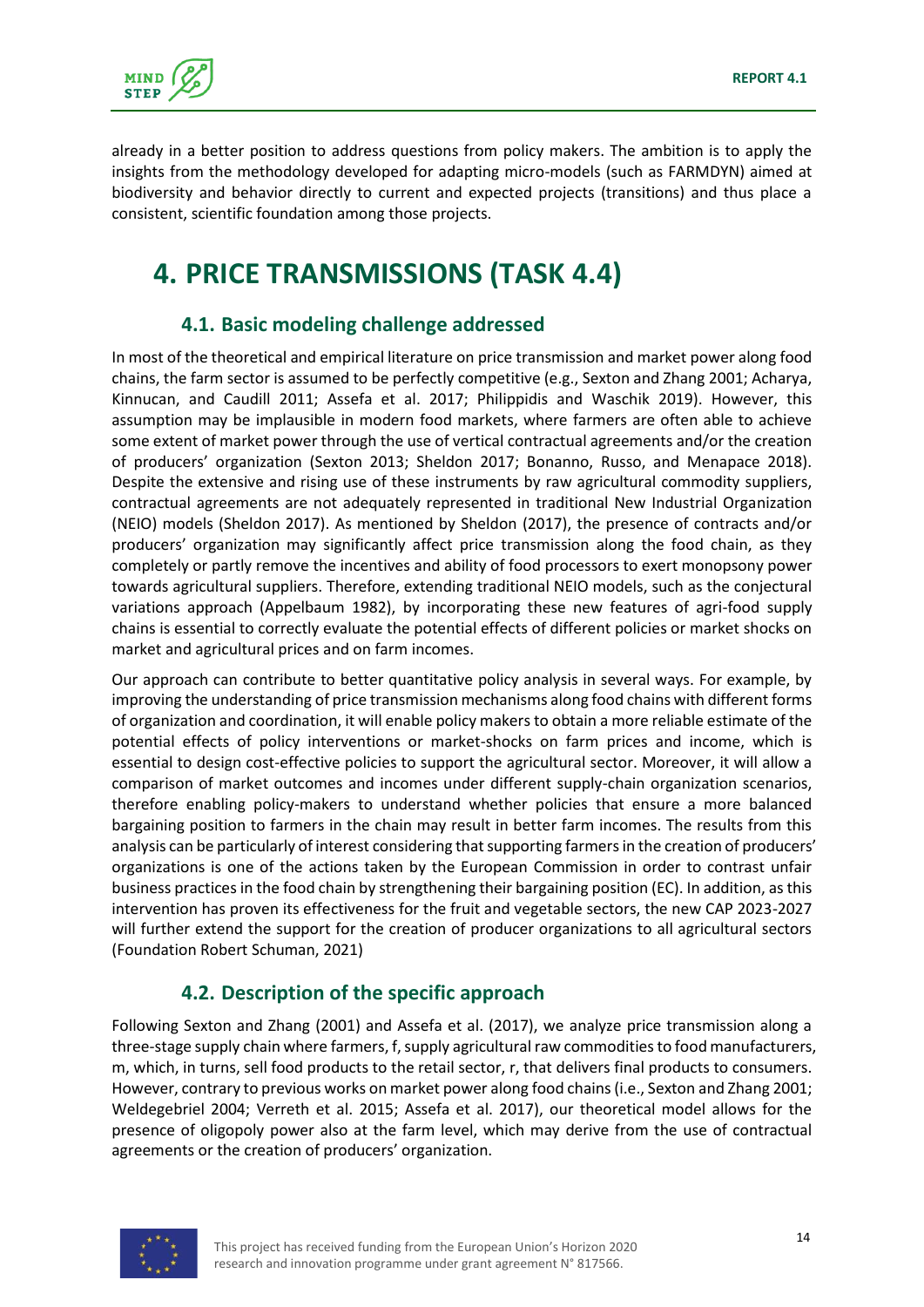already in a better position to address questions from policy makers. The ambition is to apply the insights from the methodology developed for adapting micro-models (such as FARMDYN) aimed at biodiversity and behavior directly to current and expected projects (transitions) and thus place a consistent, scientific foundation among those projects.

# 4. PRICE TRANSMISSIONS (TASK 4.4)

## 4.1. Basic modeling challenge addressed

In most of the theoretical and empirical literature on price transmission and market power along food chains, the farm sector is assumed to be perfectly competitive (e.g., Sexton and Zhang 2001; Acharya, Kinnucan, and Caudill 2011; Assefa et al. 2017; Philippidis and Waschik 2019). However, this assumption may be implausible in modern food markets, where farmers are often able to achieve some extent of market power through the use of vertical contractual agreements and/or the creation of producers' organization (Sexton 2013; Sheldon 2017; Bonanno, Russo, and Menapace 2018). Despite the extensive and rising use of these instruments by raw agricultural commodity suppliers, contractual agreements are not adequately represented in traditional New Industrial Organization (NEIO) models (Sheldon 2017). As mentioned by Sheldon (2017), the presence of contracts and/or producers' organization may significantly affect price transmission along the food chain, as they completely or partly remove the incentives and ability of food processors to exert monopsony power towards agricultural suppliers. Therefore, extending traditional NEIO models, such as the conjectural variations approach (Appelbaum 1982), by incorporating these new features of agri-food supply chains is essential to correctly evaluate the potential effects of different policies or market shocks on market and agricultural prices and on farm incomes.

Our approach can contribute to better quantitative policy analysis in several ways. For example, by improving the understanding of price transmission mechanisms along food chains with different forms of organization and coordination, it will enable policy makers to obtain a more reliable estimate of the potential effects of policy interventions or market-shocks on farm prices and income, which is essential to design cost-effective policies to support the agricultural sector. Moreover, it will allow a comparison of market outcomes and incomes under different supply-chain organization scenarios, therefore enabling policy-makers to understand whether policies that ensure a more balanced bargaining position to farmers in the chain may result in better farm incomes. The results from this analysis can be particularly of interest considering that supporting farmers in the creation of producers' organizations is one of the actions taken by the European Commission in order to contrast unfair business practices in the food chain by strengthening their bargaining position (EC). In addition, as this intervention has proven its effectiveness for the fruit and vegetable sectors, the new CAP 2023-2027 will further extend the support for the creation of producer organizations to all agricultural sectors (Foundation Robert Schuman, 2021)

## 4.2. Description of the specific approach

Following Sexton and Zhang (2001) and Assefa et al. (2017), we analyze price transmission along a three-stage supply chain where farmers, f, supply agricultural raw commodities to food manufacturers, m, which, in turns, sell food products to the retail sector, r, that delivers final products to consumers. However, contrary to previous works on market power along food chains (i.e., Sexton and Zhang 2001; Weldegebriel 2004; Verreth et al. 2015; Assefa et al. 2017), our theoretical model allows for the presence of oligopoly power also at the farm level, which may derive from the use of contractual agreements or the creation of producers' organization.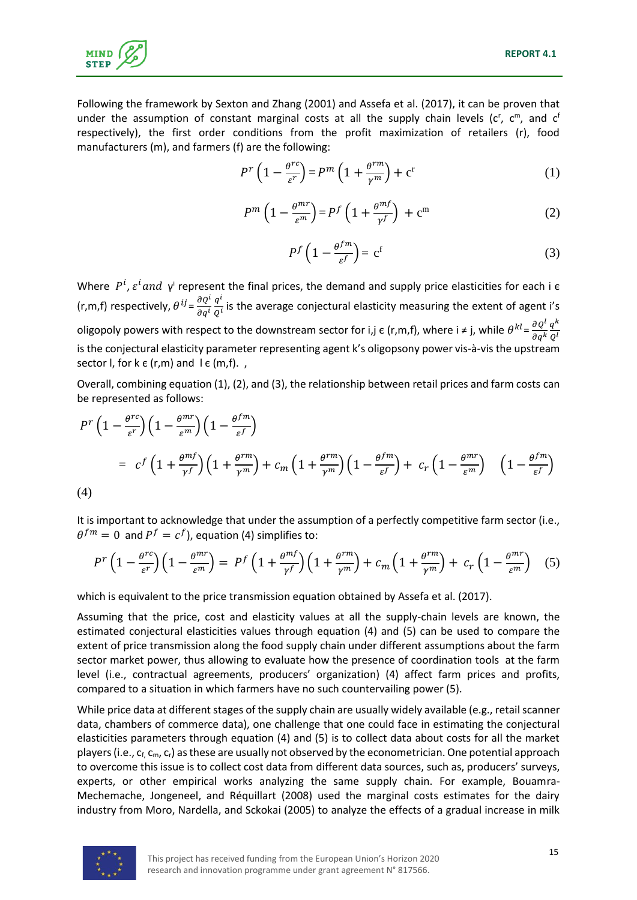Following the framework by Sexton and Zhang (2001) and Assefa et al. (2017), it can be proven that under the assumption of constant marginal costs at all the supply chain levels ($c^r$, $c^m$, and $c^f$ respectively), the first order conditions from the profit maximization of retailers (r), food manufacturers (m), and farmers (f) are the following:

$$P^r\left(1-\frac{\theta^{rc}}{\varepsilon^r}\right)=P^m\left(1+\frac{\theta^{rm}}{\gamma^m}\right)+\mathrm{c}^{\mathrm{r}} \tag{1}$$

$$P^m\left(1-\frac{\theta^{mr}}{\varepsilon^m}\right)=P^f\left(1+\frac{\theta^{mf}}{\gamma^f}\right)+\mathrm{c}^{\mathrm{m}} \tag{2}$$

$$P^f\left(1-\frac{\theta^{fm}}{\varepsilon^f}\right)=\mathrm{c}^{\mathrm{f}} \tag{3}$$

Where $P^i$, $\varepsilon^i$ *and* $\gamma^i$ represent the final prices, the demand and supply price elasticities for each i ϵ (r,m,f) respectively, $\theta^{ij}=\frac{\partial Q^i}{\partial q^i}\frac{q^i}{Q^i}$ is the average conjectural elasticity measuring the extent of agent i's oligopoly powers with respect to the downstream sector for i,j ϵ (r,m,f), where i ≠ j, while $\theta^{kl}=\frac{\partial Q^l}{\partial q^k}\frac{q^k}{Q^l}$ is the conjectural elasticity parameter representing agent k's oligopsony power vis-à-vis the upstream sector l, for k ϵ (r,m) and l ϵ (m,f). ,

Overall, combining equation (1), (2), and (3), the relationship between retail prices and farm costs can be represented as follows:

$$P^r\left(1-\frac{\theta^{rc}}{\varepsilon^r}\right)\left(1-\frac{\theta^{mr}}{\varepsilon^m}\right)\left(1-\frac{\theta^{fm}}{\varepsilon^f}\right)$$

$$=\ c^f\left(1+\frac{\theta^{mf}}{\gamma^f}\right)\left(1+\frac{\theta^{rm}}{\gamma^m}\right)+c_m\left(1+\frac{\theta^{rm}}{\gamma^m}\right)\left(1-\frac{\theta^{fm}}{\varepsilon^f}\right)+\ c_r\left(1-\frac{\theta^{mr}}{\varepsilon^m}\right)\quad\left(1-\frac{\theta^{fm}}{\varepsilon^f}\right)$$

(4)

It is important to acknowledge that under the assumption of a perfectly competitive farm sector (i.e., $\theta^{fm}=0$ and $P^f=c^f$), equation (4) simplifies to:

$$P^r\left(1-\frac{\theta^{rc}}{\varepsilon^r}\right)\left(1-\frac{\theta^{mr}}{\varepsilon^m}\right)=\ P^f\left(1+\frac{\theta^{mf}}{\gamma^f}\right)\left(1+\frac{\theta^{rm}}{\gamma^m}\right)+c_m\left(1+\frac{\theta^{rm}}{\gamma^m}\right)+\ c_r\left(1-\frac{\theta^{mr}}{\varepsilon^m}\right) \tag{5}$$

which is equivalent to the price transmission equation obtained by Assefa et al. (2017).

Assuming that the price, cost and elasticity values at all the supply-chain levels are known, the estimated conjectural elasticities values through equation (4) and (5) can be used to compare the extent of price transmission along the food supply chain under different assumptions about the farm sector market power, thus allowing to evaluate how the presence of coordination tools at the farm level (i.e., contractual agreements, producers' organization) (4) affect farm prices and profits, compared to a situation in which farmers have no such countervailing power (5).

While price data at different stages of the supply chain are usually widely available (e.g., retail scanner data, chambers of commerce data), one challenge that one could face in estimating the conjectural elasticities parameters through equation (4) and (5) is to collect data about costs for all the market players (i.e., $c_f$, $c_m$, $c_r$) as these are usually not observed by the econometrician. One potential approach to overcome this issue is to collect cost data from different data sources, such as, producers' surveys, experts, or other empirical works analyzing the same supply chain. For example, Bouamra-Mechemache, Jongeneel, and Réquillart (2008) used the marginal costs estimates for the dairy industry from Moro, Nardella, and Sckokai (2005) to analyze the effects of a gradual increase in milk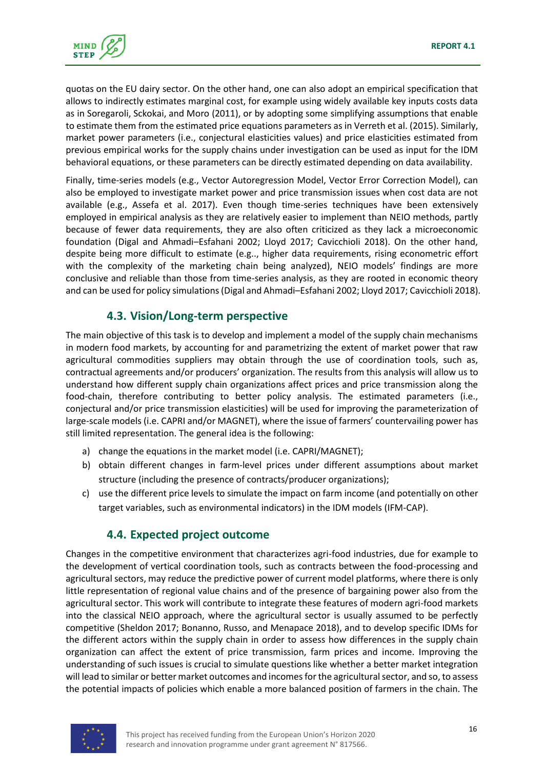quotas on the EU dairy sector. On the other hand, one can also adopt an empirical specification that allows to indirectly estimates marginal cost, for example using widely available key inputs costs data as in Soregaroli, Sckokai, and Moro (2011), or by adopting some simplifying assumptions that enable to estimate them from the estimated price equations parameters as in Verreth et al. (2015). Similarly, market power parameters (i.e., conjectural elasticities values) and price elasticities estimated from previous empirical works for the supply chains under investigation can be used as input for the IDM behavioral equations, or these parameters can be directly estimated depending on data availability.

Finally, time-series models (e.g., Vector Autoregression Model, Vector Error Correction Model), can also be employed to investigate market power and price transmission issues when cost data are not available (e.g., Assefa et al. 2017). Even though time-series techniques have been extensively employed in empirical analysis as they are relatively easier to implement than NEIO methods, partly because of fewer data requirements, they are also often criticized as they lack a microeconomic foundation (Digal and Ahmadi–Esfahani 2002; Lloyd 2017; Cavicchioli 2018). On the other hand, despite being more difficult to estimate (e.g.., higher data requirements, rising econometric effort with the complexity of the marketing chain being analyzed), NEIO models' findings are more conclusive and reliable than those from time-series analysis, as they are rooted in economic theory and can be used for policy simulations (Digal and Ahmadi–Esfahani 2002; Lloyd 2017; Cavicchioli 2018).

## 4.3. Vision/Long-term perspective

The main objective of this task is to develop and implement a model of the supply chain mechanisms in modern food markets, by accounting for and parametrizing the extent of market power that raw agricultural commodities suppliers may obtain through the use of coordination tools, such as, contractual agreements and/or producers' organization. The results from this analysis will allow us to understand how different supply chain organizations affect prices and price transmission along the food-chain, therefore contributing to better policy analysis. The estimated parameters (i.e., conjectural and/or price transmission elasticities) will be used for improving the parameterization of large-scale models (i.e. CAPRI and/or MAGNET), where the issue of farmers' countervailing power has still limited representation. The general idea is the following:

a) change the equations in the market model (i.e. CAPRI/MAGNET);
b) obtain different changes in farm-level prices under different assumptions about market structure (including the presence of contracts/producer organizations);
c) use the different price levels to simulate the impact on farm income (and potentially on other target variables, such as environmental indicators) in the IDM models (IFM-CAP).

## 4.4. Expected project outcome

Changes in the competitive environment that characterizes agri-food industries, due for example to the development of vertical coordination tools, such as contracts between the food-processing and agricultural sectors, may reduce the predictive power of current model platforms, where there is only little representation of regional value chains and of the presence of bargaining power also from the agricultural sector. This work will contribute to integrate these features of modern agri-food markets into the classical NEIO approach, where the agricultural sector is usually assumed to be perfectly competitive (Sheldon 2017; Bonanno, Russo, and Menapace 2018), and to develop specific IDMs for the different actors within the supply chain in order to assess how differences in the supply chain organization can affect the extent of price transmission, farm prices and income. Improving the understanding of such issues is crucial to simulate questions like whether a better market integration will lead to similar or better market outcomes and incomes for the agricultural sector, and so, to assess the potential impacts of policies which enable a more balanced position of farmers in the chain. The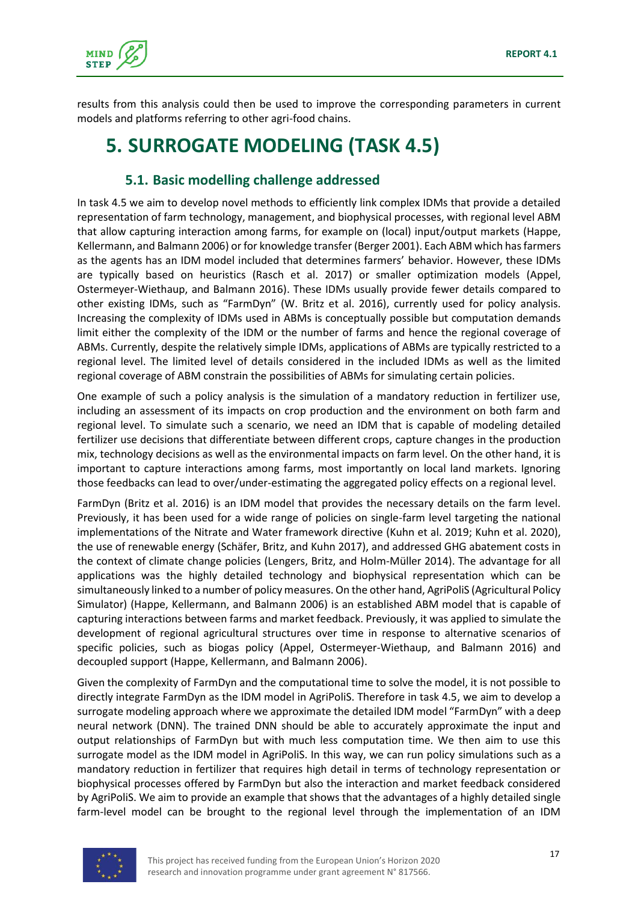results from this analysis could then be used to improve the corresponding parameters in current models and platforms referring to other agri-food chains.

# 5. SURROGATE MODELING (TASK 4.5)

## 5.1. Basic modelling challenge addressed

In task 4.5 we aim to develop novel methods to efficiently link complex IDMs that provide a detailed representation of farm technology, management, and biophysical processes, with regional level ABM that allow capturing interaction among farms, for example on (local) input/output markets (Happe, Kellermann, and Balmann 2006) or for knowledge transfer (Berger 2001). Each ABM which has farmers as the agents has an IDM model included that determines farmers' behavior. However, these IDMs are typically based on heuristics (Rasch et al. 2017) or smaller optimization models (Appel, Ostermeyer-Wiethaup, and Balmann 2016). These IDMs usually provide fewer details compared to other existing IDMs, such as "FarmDyn" (W. Britz et al. 2016), currently used for policy analysis. Increasing the complexity of IDMs used in ABMs is conceptually possible but computation demands limit either the complexity of the IDM or the number of farms and hence the regional coverage of ABMs. Currently, despite the relatively simple IDMs, applications of ABMs are typically restricted to a regional level. The limited level of details considered in the included IDMs as well as the limited regional coverage of ABM constrain the possibilities of ABMs for simulating certain policies.

One example of such a policy analysis is the simulation of a mandatory reduction in fertilizer use, including an assessment of its impacts on crop production and the environment on both farm and regional level. To simulate such a scenario, we need an IDM that is capable of modeling detailed fertilizer use decisions that differentiate between different crops, capture changes in the production mix, technology decisions as well as the environmental impacts on farm level. On the other hand, it is important to capture interactions among farms, most importantly on local land markets. Ignoring those feedbacks can lead to over/under-estimating the aggregated policy effects on a regional level.

FarmDyn (Britz et al. 2016) is an IDM model that provides the necessary details on the farm level. Previously, it has been used for a wide range of policies on single-farm level targeting the national implementations of the Nitrate and Water framework directive (Kuhn et al. 2019; Kuhn et al. 2020), the use of renewable energy (Schäfer, Britz, and Kuhn 2017), and addressed GHG abatement costs in the context of climate change policies (Lengers, Britz, and Holm-Müller 2014). The advantage for all applications was the highly detailed technology and biophysical representation which can be simultaneously linked to a number of policy measures. On the other hand, AgriPoliS (Agricultural Policy Simulator) (Happe, Kellermann, and Balmann 2006) is an established ABM model that is capable of capturing interactions between farms and market feedback. Previously, it was applied to simulate the development of regional agricultural structures over time in response to alternative scenarios of specific policies, such as biogas policy (Appel, Ostermeyer-Wiethaup, and Balmann 2016) and decoupled support (Happe, Kellermann, and Balmann 2006).

Given the complexity of FarmDyn and the computational time to solve the model, it is not possible to directly integrate FarmDyn as the IDM model in AgriPoliS. Therefore in task 4.5, we aim to develop a surrogate modeling approach where we approximate the detailed IDM model "FarmDyn" with a deep neural network (DNN). The trained DNN should be able to accurately approximate the input and output relationships of FarmDyn but with much less computation time. We then aim to use this surrogate model as the IDM model in AgriPoliS. In this way, we can run policy simulations such as a mandatory reduction in fertilizer that requires high detail in terms of technology representation or biophysical processes offered by FarmDyn but also the interaction and market feedback considered by AgriPoliS. We aim to provide an example that shows that the advantages of a highly detailed single farm-level model can be brought to the regional level through the implementation of an IDM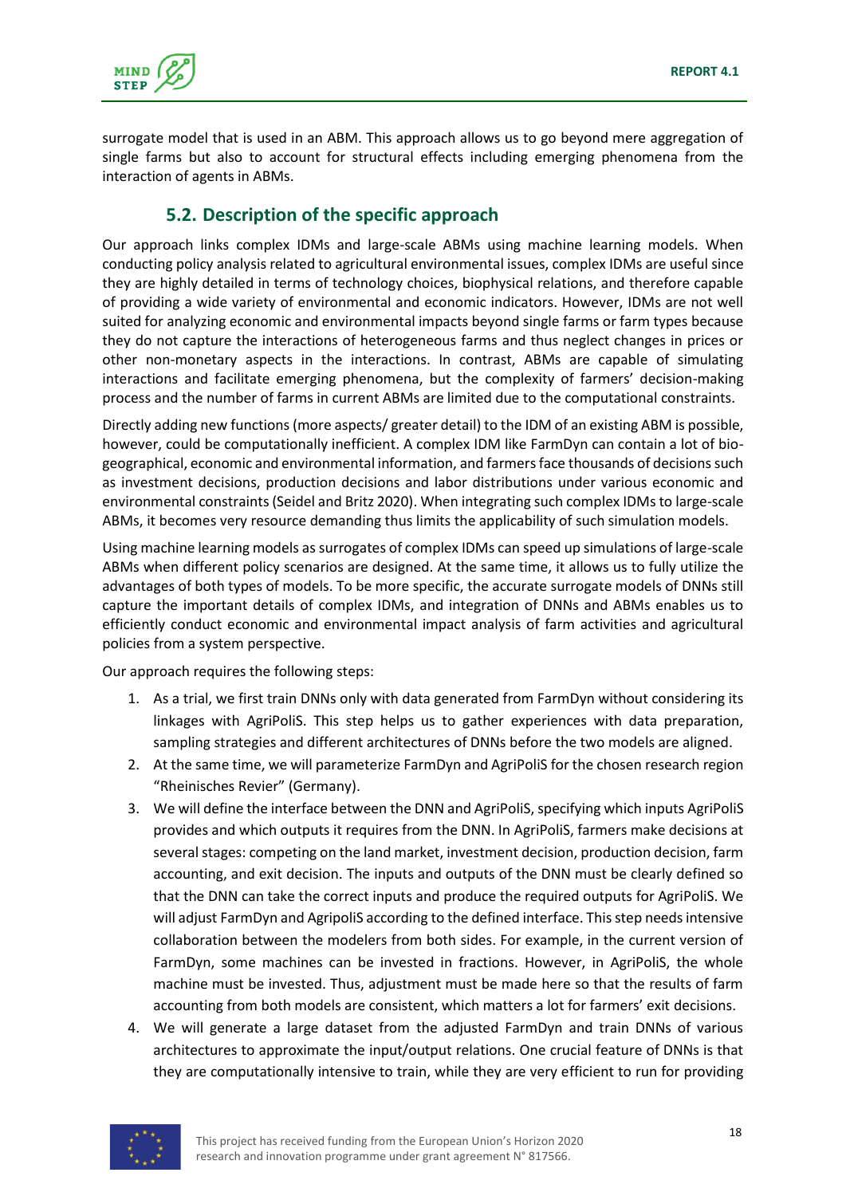surrogate model that is used in an ABM. This approach allows us to go beyond mere aggregation of single farms but also to account for structural effects including emerging phenomena from the interaction of agents in ABMs.

## 5.2. Description of the specific approach

Our approach links complex IDMs and large-scale ABMs using machine learning models. When conducting policy analysis related to agricultural environmental issues, complex IDMs are useful since they are highly detailed in terms of technology choices, biophysical relations, and therefore capable of providing a wide variety of environmental and economic indicators. However, IDMs are not well suited for analyzing economic and environmental impacts beyond single farms or farm types because they do not capture the interactions of heterogeneous farms and thus neglect changes in prices or other non-monetary aspects in the interactions. In contrast, ABMs are capable of simulating interactions and facilitate emerging phenomena, but the complexity of farmers' decision-making process and the number of farms in current ABMs are limited due to the computational constraints.

Directly adding new functions (more aspects/ greater detail) to the IDM of an existing ABM is possible, however, could be computationally inefficient. A complex IDM like FarmDyn can contain a lot of bio-geographical, economic and environmental information, and farmers face thousands of decisions such as investment decisions, production decisions and labor distributions under various economic and environmental constraints (Seidel and Britz 2020). When integrating such complex IDMs to large-scale ABMs, it becomes very resource demanding thus limits the applicability of such simulation models.

Using machine learning models as surrogates of complex IDMs can speed up simulations of large-scale ABMs when different policy scenarios are designed. At the same time, it allows us to fully utilize the advantages of both types of models. To be more specific, the accurate surrogate models of DNNs still capture the important details of complex IDMs, and integration of DNNs and ABMs enables us to efficiently conduct economic and environmental impact analysis of farm activities and agricultural policies from a system perspective.

Our approach requires the following steps:

1. As a trial, we first train DNNs only with data generated from FarmDyn without considering its linkages with AgriPoliS. This step helps us to gather experiences with data preparation, sampling strategies and different architectures of DNNs before the two models are aligned.
2. At the same time, we will parameterize FarmDyn and AgriPoliS for the chosen research region "Rheinisches Revier" (Germany).
3. We will define the interface between the DNN and AgriPoliS, specifying which inputs AgriPoliS provides and which outputs it requires from the DNN. In AgriPoliS, farmers make decisions at several stages: competing on the land market, investment decision, production decision, farm accounting, and exit decision. The inputs and outputs of the DNN must be clearly defined so that the DNN can take the correct inputs and produce the required outputs for AgriPoliS. We will adjust FarmDyn and AgripoliS according to the defined interface. This step needs intensive collaboration between the modelers from both sides. For example, in the current version of FarmDyn, some machines can be invested in fractions. However, in AgriPoliS, the whole machine must be invested. Thus, adjustment must be made here so that the results of farm accounting from both models are consistent, which matters a lot for farmers' exit decisions.
4. We will generate a large dataset from the adjusted FarmDyn and train DNNs of various architectures to approximate the input/output relations. One crucial feature of DNNs is that they are computationally intensive to train, while they are very efficient to run for providing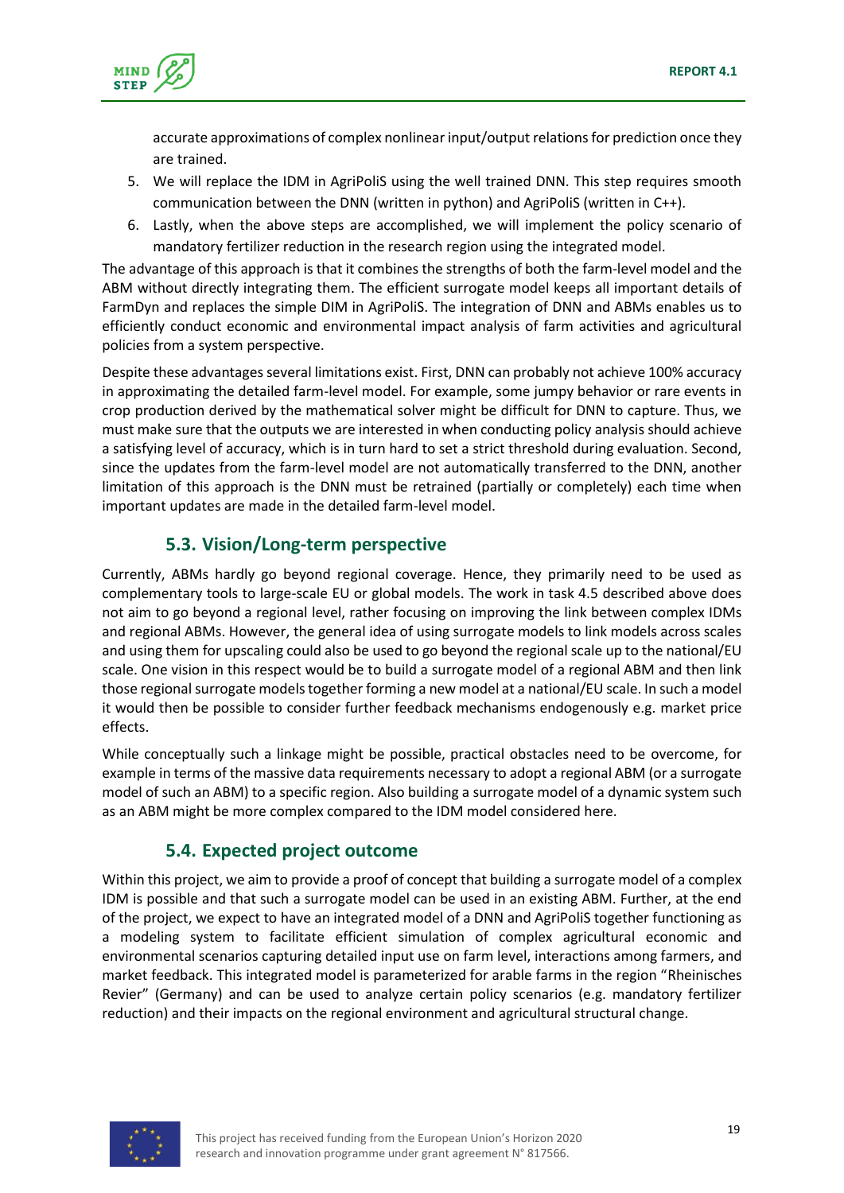accurate approximations of complex nonlinear input/output relations for prediction once they are trained.

5. We will replace the IDM in AgriPoliS using the well trained DNN. This step requires smooth communication between the DNN (written in python) and AgriPoliS (written in C++).
6. Lastly, when the above steps are accomplished, we will implement the policy scenario of mandatory fertilizer reduction in the research region using the integrated model.

The advantage of this approach is that it combines the strengths of both the farm-level model and the ABM without directly integrating them. The efficient surrogate model keeps all important details of FarmDyn and replaces the simple DIM in AgriPoliS. The integration of DNN and ABMs enables us to efficiently conduct economic and environmental impact analysis of farm activities and agricultural policies from a system perspective.

Despite these advantages several limitations exist. First, DNN can probably not achieve 100% accuracy in approximating the detailed farm-level model. For example, some jumpy behavior or rare events in crop production derived by the mathematical solver might be difficult for DNN to capture. Thus, we must make sure that the outputs we are interested in when conducting policy analysis should achieve a satisfying level of accuracy, which is in turn hard to set a strict threshold during evaluation. Second, since the updates from the farm-level model are not automatically transferred to the DNN, another limitation of this approach is the DNN must be retrained (partially or completely) each time when important updates are made in the detailed farm-level model.

## 5.3. Vision/Long-term perspective

Currently, ABMs hardly go beyond regional coverage. Hence, they primarily need to be used as complementary tools to large-scale EU or global models. The work in task 4.5 described above does not aim to go beyond a regional level, rather focusing on improving the link between complex IDMs and regional ABMs. However, the general idea of using surrogate models to link models across scales and using them for upscaling could also be used to go beyond the regional scale up to the national/EU scale. One vision in this respect would be to build a surrogate model of a regional ABM and then link those regional surrogate models together forming a new model at a national/EU scale. In such a model it would then be possible to consider further feedback mechanisms endogenously e.g. market price effects.

While conceptually such a linkage might be possible, practical obstacles need to be overcome, for example in terms of the massive data requirements necessary to adopt a regional ABM (or a surrogate model of such an ABM) to a specific region. Also building a surrogate model of a dynamic system such as an ABM might be more complex compared to the IDM model considered here.

## 5.4. Expected project outcome

Within this project, we aim to provide a proof of concept that building a surrogate model of a complex IDM is possible and that such a surrogate model can be used in an existing ABM. Further, at the end of the project, we expect to have an integrated model of a DNN and AgriPoliS together functioning as a modeling system to facilitate efficient simulation of complex agricultural economic and environmental scenarios capturing detailed input use on farm level, interactions among farmers, and market feedback. This integrated model is parameterized for arable farms in the region "Rheinisches Revier" (Germany) and can be used to analyze certain policy scenarios (e.g. mandatory fertilizer reduction) and their impacts on the regional environment and agricultural structural change.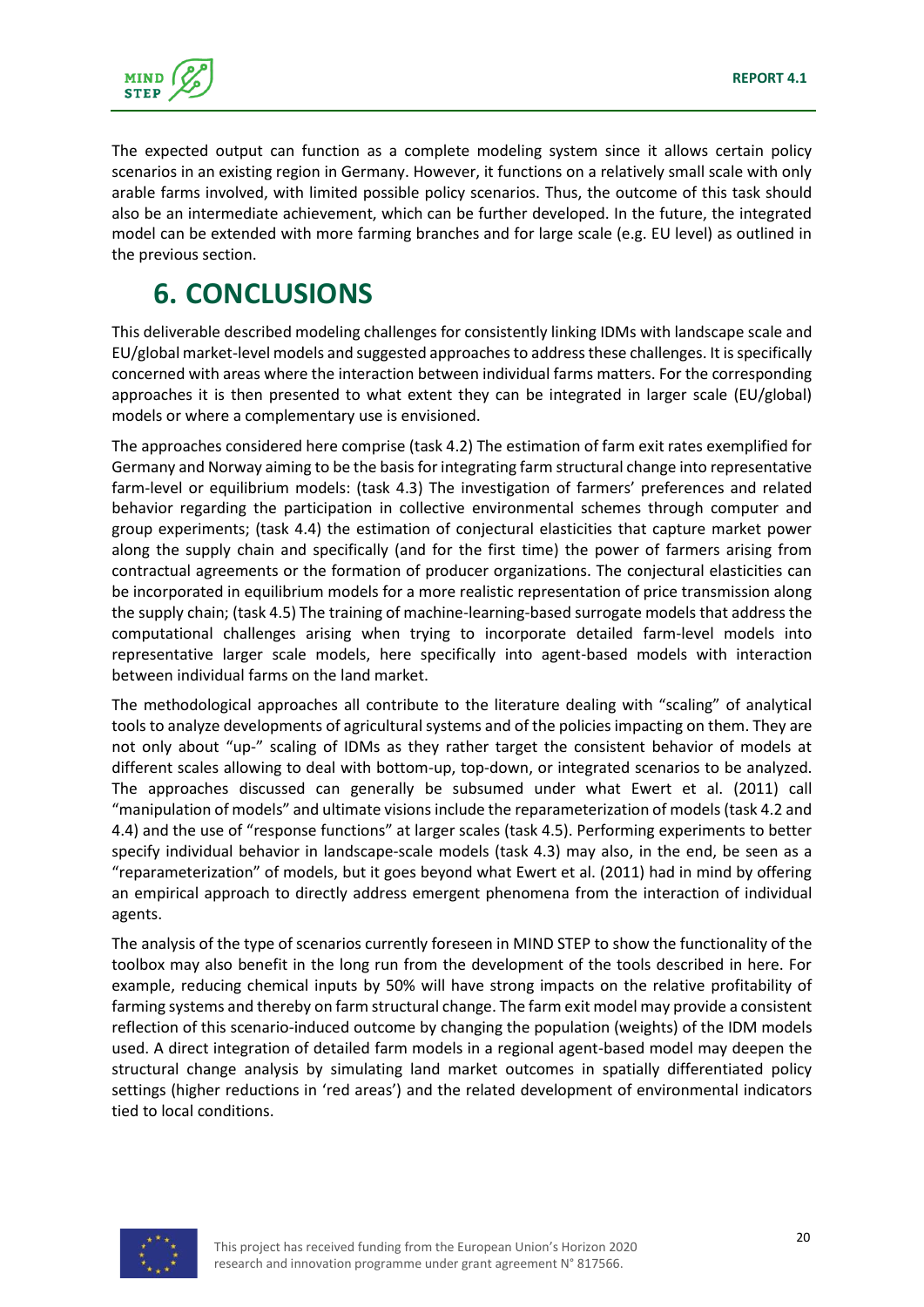The expected output can function as a complete modeling system since it allows certain policy scenarios in an existing region in Germany. However, it functions on a relatively small scale with only arable farms involved, with limited possible policy scenarios. Thus, the outcome of this task should also be an intermediate achievement, which can be further developed. In the future, the integrated model can be extended with more farming branches and for large scale (e.g. EU level) as outlined in the previous section.

# 6. CONCLUSIONS

This deliverable described modeling challenges for consistently linking IDMs with landscape scale and EU/global market-level models and suggested approaches to address these challenges. It is specifically concerned with areas where the interaction between individual farms matters. For the corresponding approaches it is then presented to what extent they can be integrated in larger scale (EU/global) models or where a complementary use is envisioned.

The approaches considered here comprise (task 4.2) The estimation of farm exit rates exemplified for Germany and Norway aiming to be the basis for integrating farm structural change into representative farm-level or equilibrium models: (task 4.3) The investigation of farmers' preferences and related behavior regarding the participation in collective environmental schemes through computer and group experiments; (task 4.4) the estimation of conjectural elasticities that capture market power along the supply chain and specifically (and for the first time) the power of farmers arising from contractual agreements or the formation of producer organizations. The conjectural elasticities can be incorporated in equilibrium models for a more realistic representation of price transmission along the supply chain; (task 4.5) The training of machine-learning-based surrogate models that address the computational challenges arising when trying to incorporate detailed farm-level models into representative larger scale models, here specifically into agent-based models with interaction between individual farms on the land market.

The methodological approaches all contribute to the literature dealing with "scaling" of analytical tools to analyze developments of agricultural systems and of the policies impacting on them. They are not only about "up-" scaling of IDMs as they rather target the consistent behavior of models at different scales allowing to deal with bottom-up, top-down, or integrated scenarios to be analyzed. The approaches discussed can generally be subsumed under what Ewert et al. (2011) call "manipulation of models" and ultimate visions include the reparameterization of models (task 4.2 and 4.4) and the use of "response functions" at larger scales (task 4.5). Performing experiments to better specify individual behavior in landscape-scale models (task 4.3) may also, in the end, be seen as a "reparameterization" of models, but it goes beyond what Ewert et al. (2011) had in mind by offering an empirical approach to directly address emergent phenomena from the interaction of individual agents.

The analysis of the type of scenarios currently foreseen in MIND STEP to show the functionality of the toolbox may also benefit in the long run from the development of the tools described in here. For example, reducing chemical inputs by 50% will have strong impacts on the relative profitability of farming systems and thereby on farm structural change. The farm exit model may provide a consistent reflection of this scenario-induced outcome by changing the population (weights) of the IDM models used. A direct integration of detailed farm models in a regional agent-based model may deepen the structural change analysis by simulating land market outcomes in spatially differentiated policy settings (higher reductions in 'red areas') and the related development of environmental indicators tied to local conditions.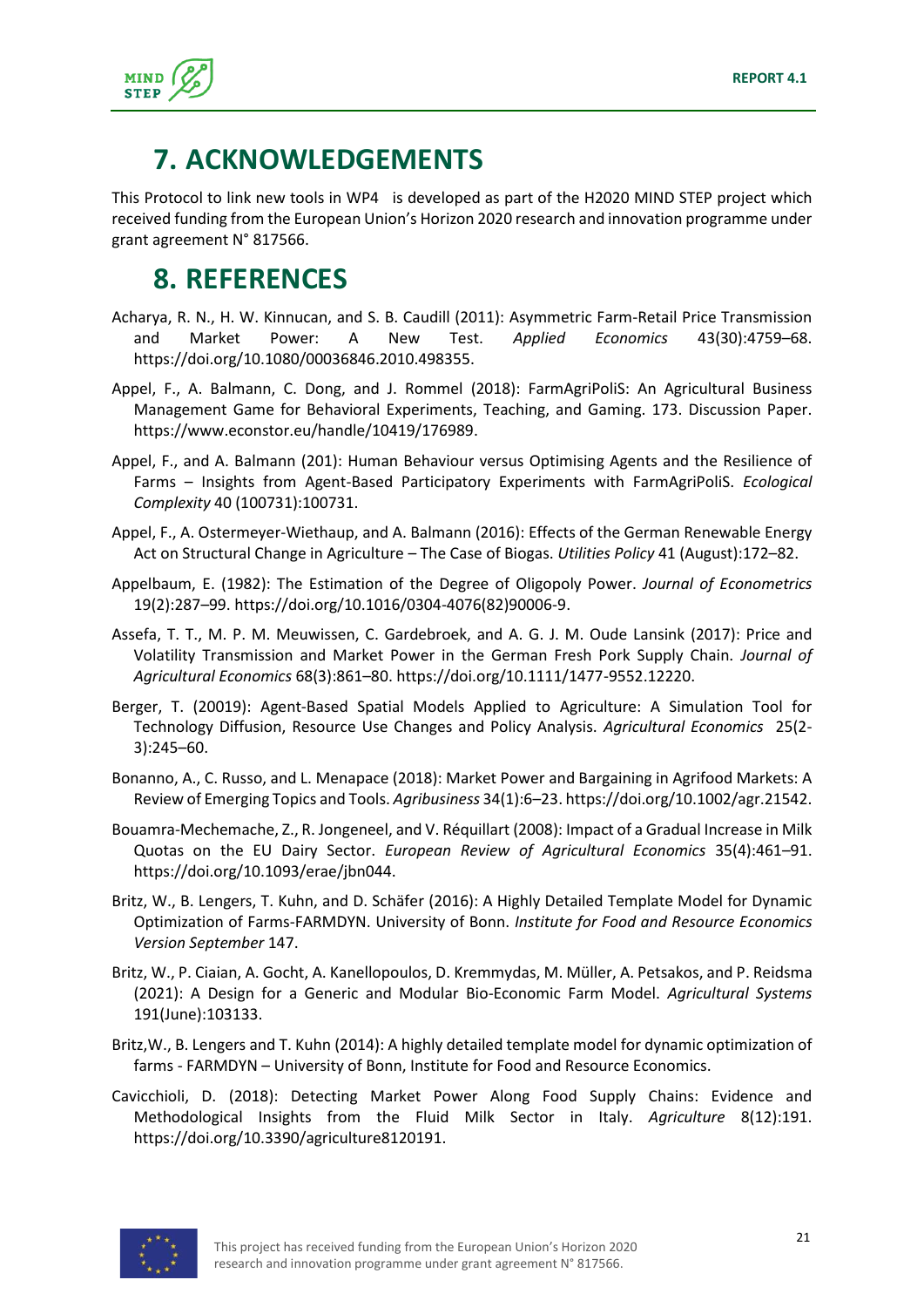# 7. ACKNOWLEDGEMENTS

This Protocol to link new tools in WP4 is developed as part of the H2020 MIND STEP project which received funding from the European Union's Horizon 2020 research and innovation programme under grant agreement N° 817566.

# 8. REFERENCES

Acharya, R. N., H. W. Kinnucan, and S. B. Caudill (2011): Asymmetric Farm-Retail Price Transmission and Market Power: A New Test. *Applied Economics* 43(30):4759–68. https://doi.org/10.1080/00036846.2010.498355.

Appel, F., A. Balmann, C. Dong, and J. Rommel (2018): FarmAgriPoliS: An Agricultural Business Management Game for Behavioral Experiments, Teaching, and Gaming. 173. Discussion Paper. https://www.econstor.eu/handle/10419/176989.

Appel, F., and A. Balmann (201): Human Behaviour versus Optimising Agents and the Resilience of Farms – Insights from Agent-Based Participatory Experiments with FarmAgriPoliS. *Ecological Complexity* 40 (100731):100731.

Appel, F., A. Ostermeyer-Wiethaup, and A. Balmann (2016): Effects of the German Renewable Energy Act on Structural Change in Agriculture – The Case of Biogas. *Utilities Policy* 41 (August):172–82.

Appelbaum, E. (1982): The Estimation of the Degree of Oligopoly Power. *Journal of Econometrics* 19(2):287–99. https://doi.org/10.1016/0304-4076(82)90006-9.

Assefa, T. T., M. P. M. Meuwissen, C. Gardebroek, and A. G. J. M. Oude Lansink (2017): Price and Volatility Transmission and Market Power in the German Fresh Pork Supply Chain. *Journal of Agricultural Economics* 68(3):861–80. https://doi.org/10.1111/1477-9552.12220.

Berger, T. (20019): Agent-Based Spatial Models Applied to Agriculture: A Simulation Tool for Technology Diffusion, Resource Use Changes and Policy Analysis. *Agricultural Economics* 25(2-3):245–60.

Bonanno, A., C. Russo, and L. Menapace (2018): Market Power and Bargaining in Agrifood Markets: A Review of Emerging Topics and Tools. *Agribusiness* 34(1):6–23. https://doi.org/10.1002/agr.21542.

Bouamra-Mechemache, Z., R. Jongeneel, and V. Réquillart (2008): Impact of a Gradual Increase in Milk Quotas on the EU Dairy Sector. *European Review of Agricultural Economics* 35(4):461–91. https://doi.org/10.1093/erae/jbn044.

Britz, W., B. Lengers, T. Kuhn, and D. Schäfer (2016): A Highly Detailed Template Model for Dynamic Optimization of Farms-FARMDYN. University of Bonn. *Institute for Food and Resource Economics Version September* 147.

Britz, W., P. Ciaian, A. Gocht, A. Kanellopoulos, D. Kremmydas, M. Müller, A. Petsakos, and P. Reidsma (2021): A Design for a Generic and Modular Bio-Economic Farm Model. *Agricultural Systems* 191(June):103133.

Britz,W., B. Lengers and T. Kuhn (2014): A highly detailed template model for dynamic optimization of farms - FARMDYN – University of Bonn, Institute for Food and Resource Economics.

Cavicchioli, D. (2018): Detecting Market Power Along Food Supply Chains: Evidence and Methodological Insights from the Fluid Milk Sector in Italy. *Agriculture* 8(12):191. https://doi.org/10.3390/agriculture8120191.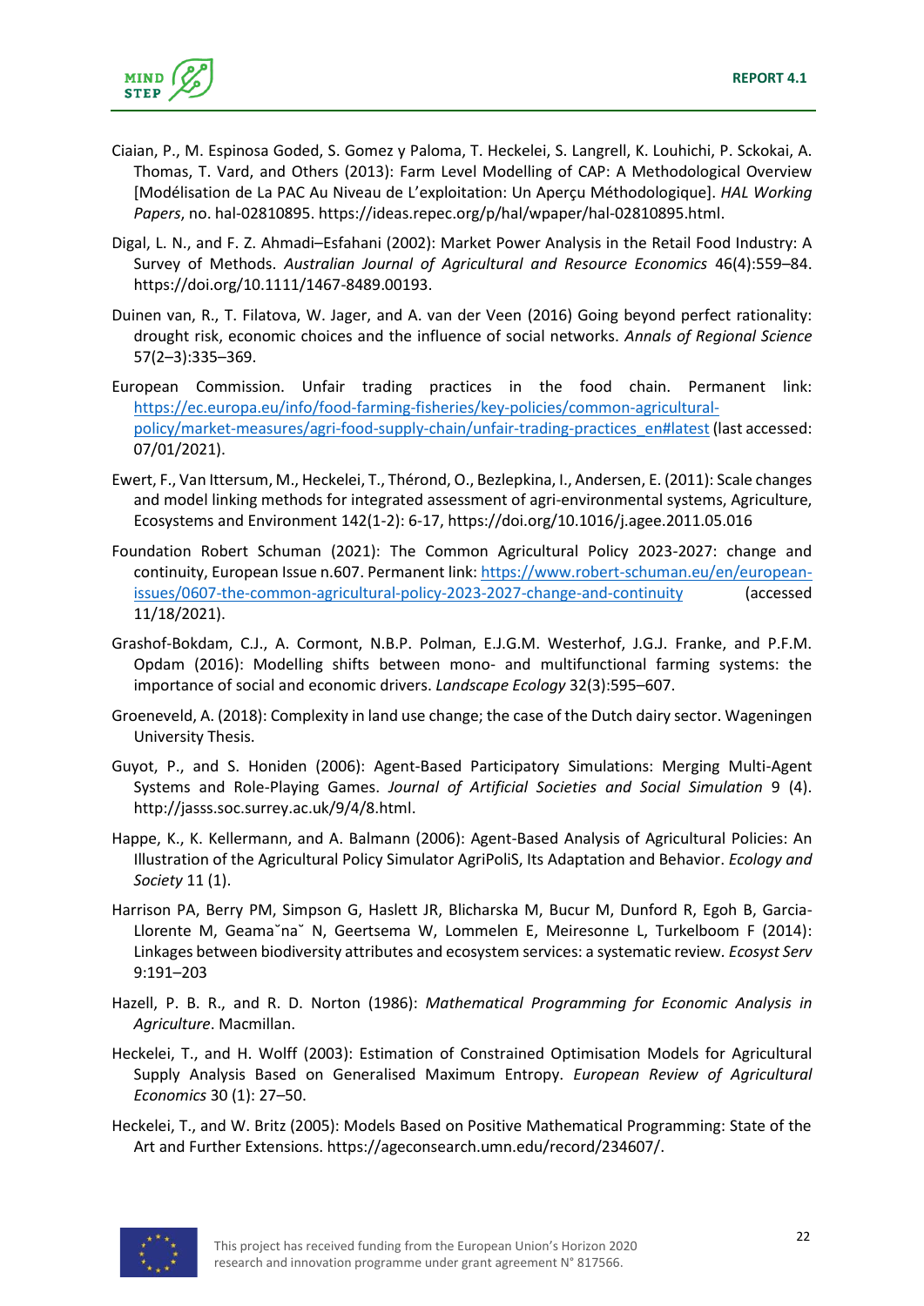Ciaian, P., M. Espinosa Goded, S. Gomez y Paloma, T. Heckelei, S. Langrell, K. Louhichi, P. Sckokai, A. Thomas, T. Vard, and Others (2013): Farm Level Modelling of CAP: A Methodological Overview [Modélisation de La PAC Au Niveau de L'exploitation: Un Aperçu Méthodologique]. *HAL Working Papers*, no. hal-02810895. https://ideas.repec.org/p/hal/wpaper/hal-02810895.html.

Digal, L. N., and F. Z. Ahmadi–Esfahani (2002): Market Power Analysis in the Retail Food Industry: A Survey of Methods. *Australian Journal of Agricultural and Resource Economics* 46(4):559–84. https://doi.org/10.1111/1467-8489.00193.

Duinen van, R., T. Filatova, W. Jager, and A. van der Veen (2016) Going beyond perfect rationality: drought risk, economic choices and the influence of social networks. *Annals of Regional Science* 57(2–3):335–369.

European Commission. Unfair trading practices in the food chain. Permanent link: [https://ec.europa.eu/info/food-farming-fisheries/key-policies/common-agricultural-policy/market-measures/agri-food-supply-chain/unfair-trading-practices_en#latest](https://ec.europa.eu/info/food-farming-fisheries/key-policies/common-agricultural-policy/market-measures/agri-food-supply-chain/unfair-trading-practices_en#latest) (last accessed: 07/01/2021).

Ewert, F., Van Ittersum, M., Heckelei, T., Thérond, O., Bezlepkina, I., Andersen, E. (2011): Scale changes and model linking methods for integrated assessment of agri-environmental systems, Agriculture, Ecosystems and Environment 142(1-2): 6-17, https://doi.org/10.1016/j.agee.2011.05.016

Foundation Robert Schuman (2021): The Common Agricultural Policy 2023-2027: change and continuity, European Issue n.607. Permanent link: [https://www.robert-schuman.eu/en/european-issues/0607-the-common-agricultural-policy-2023-2027-change-and-continuity](https://www.robert-schuman.eu/en/european-issues/0607-the-common-agricultural-policy-2023-2027-change-and-continuity) (accessed 11/18/2021).

Grashof-Bokdam, C.J., A. Cormont, N.B.P. Polman, E.J.G.M. Westerhof, J.G.J. Franke, and P.F.M. Opdam (2016): Modelling shifts between mono- and multifunctional farming systems: the importance of social and economic drivers. *Landscape Ecology* 32(3):595–607.

Groeneveld, A. (2018): Complexity in land use change; the case of the Dutch dairy sector. Wageningen University Thesis.

Guyot, P., and S. Honiden (2006): Agent-Based Participatory Simulations: Merging Multi-Agent Systems and Role-Playing Games. *Journal of Artificial Societies and Social Simulation* 9 (4). http://jasss.soc.surrey.ac.uk/9/4/8.html.

Happe, K., K. Kellermann, and A. Balmann (2006): Agent-Based Analysis of Agricultural Policies: An Illustration of the Agricultural Policy Simulator AgriPoliS, Its Adaptation and Behavior. *Ecology and Society* 11 (1).

Harrison PA, Berry PM, Simpson G, Haslett JR, Blicharska M, Bucur M, Dunford R, Egoh B, Garcia-Llorente M, Geamaˇnaˇ N, Geertsema W, Lommelen E, Meiresonne L, Turkelboom F (2014): Linkages between biodiversity attributes and ecosystem services: a systematic review. *Ecosyst Serv* 9:191–203

Hazell, P. B. R., and R. D. Norton (1986): *Mathematical Programming for Economic Analysis in Agriculture*. Macmillan.

Heckelei, T., and H. Wolff (2003): Estimation of Constrained Optimisation Models for Agricultural Supply Analysis Based on Generalised Maximum Entropy. *European Review of Agricultural Economics* 30 (1): 27–50.

Heckelei, T., and W. Britz (2005): Models Based on Positive Mathematical Programming: State of the Art and Further Extensions. https://ageconsearch.umn.edu/record/234607/.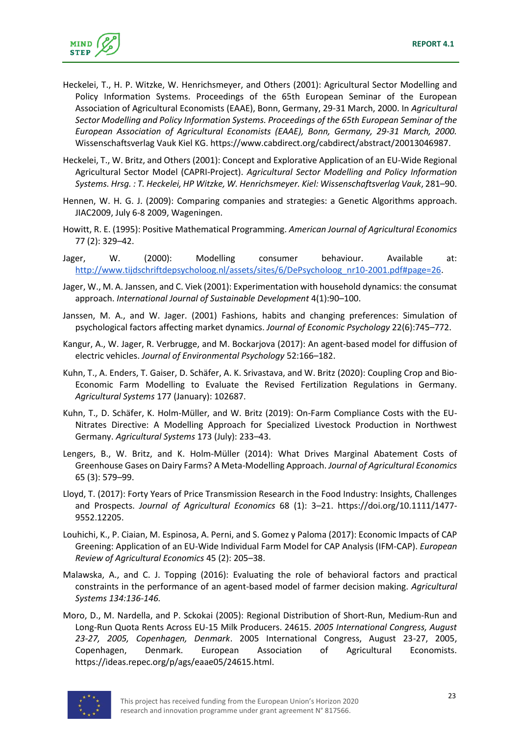Heckelei, T., H. P. Witzke, W. Henrichsmeyer, and Others (2001): Agricultural Sector Modelling and Policy Information Systems. Proceedings of the 65th European Seminar of the European Association of Agricultural Economists (EAAE), Bonn, Germany, 29-31 March, 2000. In *Agricultural Sector Modelling and Policy Information Systems. Proceedings of the 65th European Seminar of the European Association of Agricultural Economists (EAAE), Bonn, Germany, 29-31 March, 2000.* Wissenschaftsverlag Vauk Kiel KG. https://www.cabdirect.org/cabdirect/abstract/20013046987.

Heckelei, T., W. Britz, and Others (2001): Concept and Explorative Application of an EU-Wide Regional Agricultural Sector Model (CAPRI-Project). *Agricultural Sector Modelling and Policy Information Systems. Hrsg. : T. Heckelei, HP Witzke, W. Henrichsmeyer. Kiel: Wissenschaftsverlag Vauk*, 281–90.

Hennen, W. H. G. J. (2009): Comparing companies and strategies: a Genetic Algorithms approach. JIAC2009, July 6-8 2009, Wageningen.

Howitt, R. E. (1995): Positive Mathematical Programming. *American Journal of Agricultural Economics* 77 (2): 329–42.

Jager, W. (2000): Modelling consumer behaviour. Available at: http://www.tijdschriftdepsycholoog.nl/assets/sites/6/DePsycholoog_nr10-2001.pdf#page=26.

Jager, W., M. A. Janssen, and C. Viek (2001): Experimentation with household dynamics: the consumat approach. *International Journal of Sustainable Development* 4(1):90–100.

Janssen, M. A., and W. Jager. (2001) Fashions, habits and changing preferences: Simulation of psychological factors affecting market dynamics. *Journal of Economic Psychology* 22(6):745–772.

Kangur, A., W. Jager, R. Verbrugge, and M. Bockarjova (2017): An agent-based model for diffusion of electric vehicles. *Journal of Environmental Psychology* 52:166–182.

Kuhn, T., A. Enders, T. Gaiser, D. Schäfer, A. K. Srivastava, and W. Britz (2020): Coupling Crop and Bio-Economic Farm Modelling to Evaluate the Revised Fertilization Regulations in Germany. *Agricultural Systems* 177 (January): 102687.

Kuhn, T., D. Schäfer, K. Holm-Müller, and W. Britz (2019): On-Farm Compliance Costs with the EU-Nitrates Directive: A Modelling Approach for Specialized Livestock Production in Northwest Germany. *Agricultural Systems* 173 (July): 233–43.

Lengers, B., W. Britz, and K. Holm-Müller (2014): What Drives Marginal Abatement Costs of Greenhouse Gases on Dairy Farms? A Meta-Modelling Approach. *Journal of Agricultural Economics* 65 (3): 579–99.

Lloyd, T. (2017): Forty Years of Price Transmission Research in the Food Industry: Insights, Challenges and Prospects. *Journal of Agricultural Economics* 68 (1): 3–21. https://doi.org/10.1111/1477-9552.12205.

Louhichi, K., P. Ciaian, M. Espinosa, A. Perni, and S. Gomez y Paloma (2017): Economic Impacts of CAP Greening: Application of an EU-Wide Individual Farm Model for CAP Analysis (IFM-CAP). *European Review of Agricultural Economics* 45 (2): 205–38.

Malawska, A., and C. J. Topping (2016): Evaluating the role of behavioral factors and practical constraints in the performance of an agent-based model of farmer decision making. *Agricultural Systems 134:136-146.*

Moro, D., M. Nardella, and P. Sckokai (2005): Regional Distribution of Short-Run, Medium-Run and Long-Run Quota Rents Across EU-15 Milk Producers. 24615. *2005 International Congress, August 23-27, 2005, Copenhagen, Denmark*. 2005 International Congress, August 23-27, 2005, Copenhagen, Denmark. European Association of Agricultural Economists. https://ideas.repec.org/p/ags/eaae05/24615.html.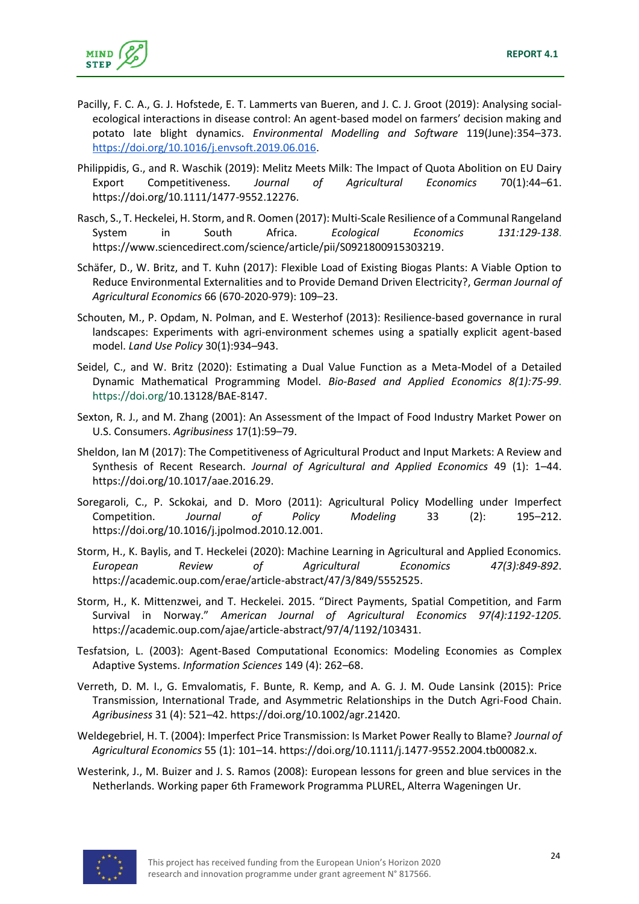Pacilly, F. C. A., G. J. Hofstede, E. T. Lammerts van Bueren, and J. C. J. Groot (2019): Analysing social-ecological interactions in disease control: An agent-based model on farmers' decision making and potato late blight dynamics. *Environmental Modelling and Software* 119(June):354–373. https://doi.org/10.1016/j.envsoft.2019.06.016.

Philippidis, G., and R. Waschik (2019): Melitz Meets Milk: The Impact of Quota Abolition on EU Dairy Export Competitiveness. *Journal of Agricultural Economics* 70(1):44–61. https://doi.org/10.1111/1477-9552.12276.

Rasch, S., T. Heckelei, H. Storm, and R. Oomen (2017): Multi-Scale Resilience of a Communal Rangeland System in South Africa. *Ecological Economics 131:129-138*. https://www.sciencedirect.com/science/article/pii/S0921800915303219.

Schäfer, D., W. Britz, and T. Kuhn (2017): Flexible Load of Existing Biogas Plants: A Viable Option to Reduce Environmental Externalities and to Provide Demand Driven Electricity?, *German Journal of Agricultural Economics* 66 (670-2020-979): 109–23.

Schouten, M., P. Opdam, N. Polman, and E. Westerhof (2013): Resilience-based governance in rural landscapes: Experiments with agri-environment schemes using a spatially explicit agent-based model. *Land Use Policy* 30(1):934–943.

Seidel, C., and W. Britz (2020): Estimating a Dual Value Function as a Meta-Model of a Detailed Dynamic Mathematical Programming Model. *Bio-Based and Applied Economics 8(1):75-99*. https://doi.org/10.13128/BAE-8147.

Sexton, R. J., and M. Zhang (2001): An Assessment of the Impact of Food Industry Market Power on U.S. Consumers. *Agribusiness* 17(1):59–79.

Sheldon, Ian M (2017): The Competitiveness of Agricultural Product and Input Markets: A Review and Synthesis of Recent Research. *Journal of Agricultural and Applied Economics* 49 (1): 1–44. https://doi.org/10.1017/aae.2016.29.

Soregaroli, C., P. Sckokai, and D. Moro (2011): Agricultural Policy Modelling under Imperfect Competition. *Journal of Policy Modeling* 33 (2): 195–212. https://doi.org/10.1016/j.jpolmod.2010.12.001.

Storm, H., K. Baylis, and T. Heckelei (2020): Machine Learning in Agricultural and Applied Economics. *European Review of Agricultural Economics 47(3):849-892*. https://academic.oup.com/erae/article-abstract/47/3/849/5552525.

Storm, H., K. Mittenzwei, and T. Heckelei. 2015. "Direct Payments, Spatial Competition, and Farm Survival in Norway." *American Journal of Agricultural Economics 97(4):1192-1205.* https://academic.oup.com/ajae/article-abstract/97/4/1192/103431.

Tesfatsion, L. (2003): Agent-Based Computational Economics: Modeling Economies as Complex Adaptive Systems. *Information Sciences* 149 (4): 262–68.

Verreth, D. M. I., G. Emvalomatis, F. Bunte, R. Kemp, and A. G. J. M. Oude Lansink (2015): Price Transmission, International Trade, and Asymmetric Relationships in the Dutch Agri-Food Chain. *Agribusiness* 31 (4): 521–42. https://doi.org/10.1002/agr.21420.

Weldegebriel, H. T. (2004): Imperfect Price Transmission: Is Market Power Really to Blame? *Journal of Agricultural Economics* 55 (1): 101–14. https://doi.org/10.1111/j.1477-9552.2004.tb00082.x.

Westerink, J., M. Buizer and J. S. Ramos (2008): European lessons for green and blue services in the Netherlands. Working paper 6th Framework Programma PLUREL, Alterra Wageningen Ur.